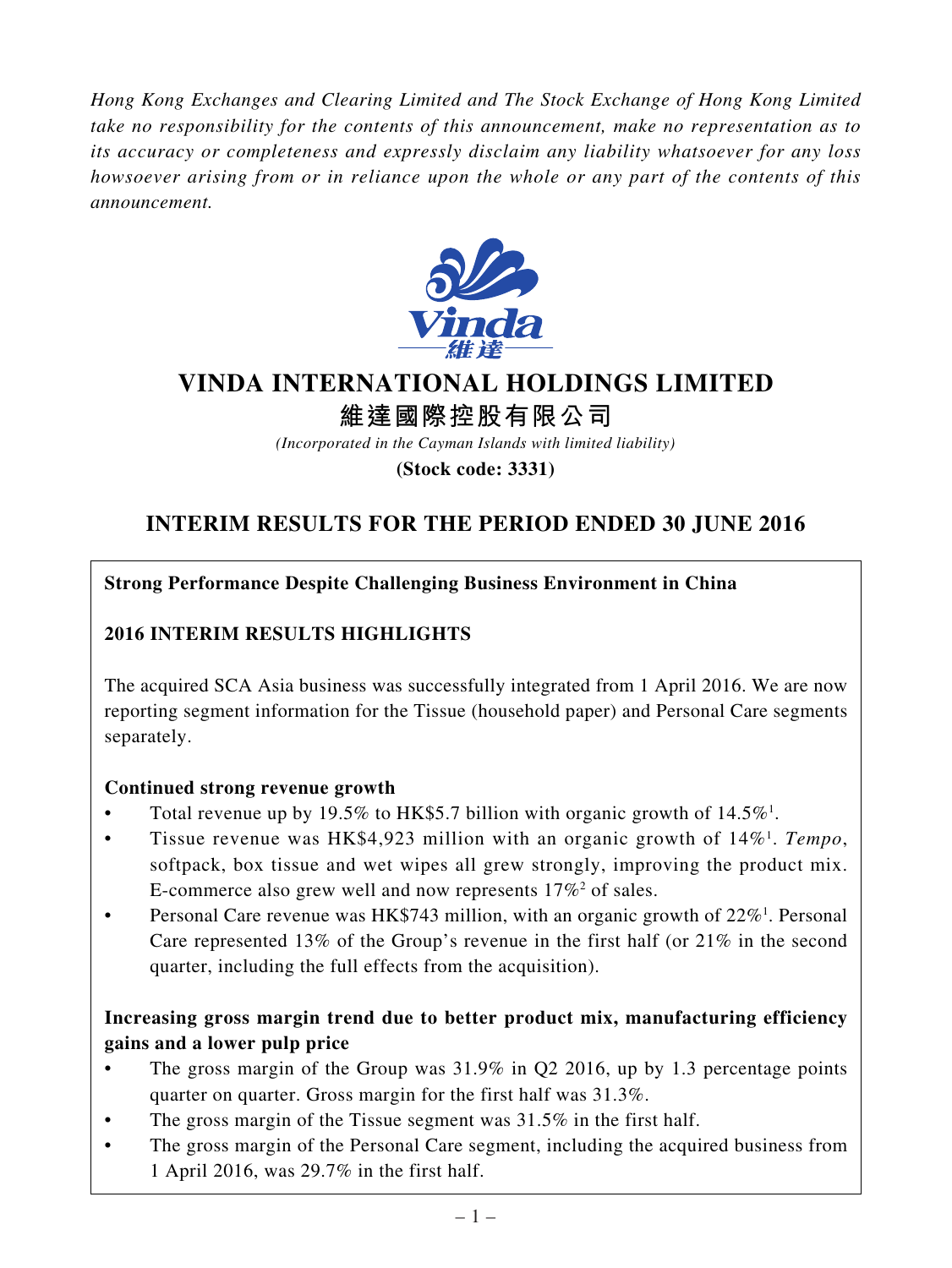*Hong Kong Exchanges and Clearing Limited and The Stock Exchange of Hong Kong Limited take no responsibility for the contents of this announcement, make no representation as to its accuracy or completeness and expressly disclaim any liability whatsoever for any loss howsoever arising from or in reliance upon the whole or any part of the contents of this announcement.*

# VINDA INTERNATIONAL HOLDINGS LIMITED

# 維達國際控股有限公司

*(Incorporated in the Cayman Islands with limited liability)*

**(Stock code: 3331)**

## INTERIM RESULTS FOR THE PERIOD ENDED 30 JUNE 2016

**Strong Performance Despite Challenging Business Environment in China**

**2016 INTERIM RESULTS HIGHLIGHTS**

The acquired SCA Asia business was successfully integrated from 1 April 2016. We are now reporting segment information for the Tissue (household paper) and Personal Care segments separately.

**Continued strong revenue growth**

- Total revenue up by 19.5% to HK$5.7 billion with organic growth of 14.5%[1].
- Tissue revenue was HK$4,923 million with an organic growth of 14%[1]. *Tempo*, softpack, box tissue and wet wipes all grew strongly, improving the product mix. E-commerce also grew well and now represents 17%[2] of sales.
- Personal Care revenue was HK$743 million, with an organic growth of 22%[1]. Personal Care represented 13% of the Group's revenue in the first half (or 21% in the second quarter, including the full effects from the acquisition).

**Increasing gross margin trend due to better product mix, manufacturing efficiency gains and a lower pulp price**

- The gross margin of the Group was 31.9% in Q2 2016, up by 1.3 percentage points quarter on quarter. Gross margin for the first half was 31.3%.
- The gross margin of the Tissue segment was 31.5% in the first half.
- The gross margin of the Personal Care segment, including the acquired business from 1 April 2016, was 29.7% in the first half.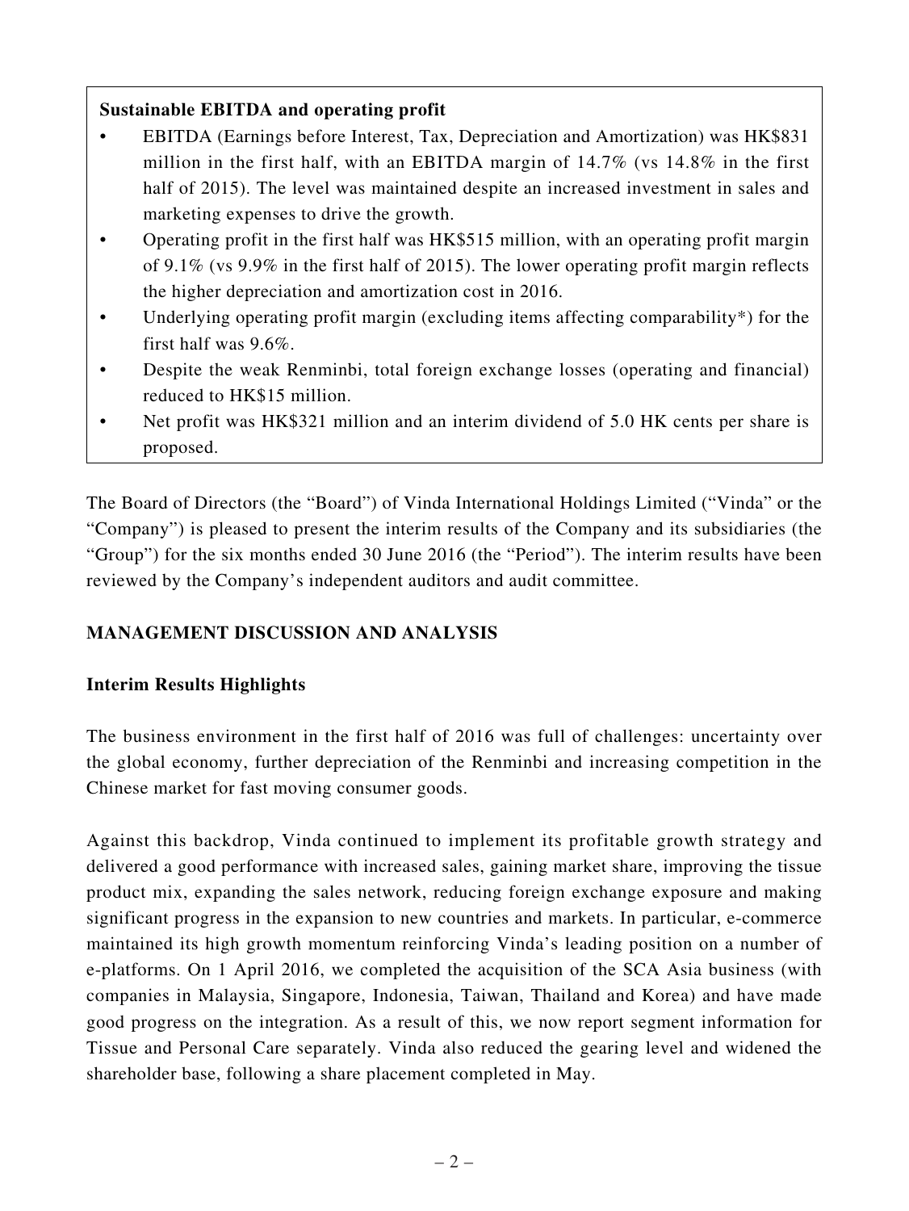**Sustainable EBITDA and operating profit**

- EBITDA (Earnings before Interest, Tax, Depreciation and Amortization) was HK$831 million in the first half, with an EBITDA margin of 14.7% (vs 14.8% in the first half of 2015). The level was maintained despite an increased investment in sales and marketing expenses to drive the growth.
- Operating profit in the first half was HK$515 million, with an operating profit margin of 9.1% (vs 9.9% in the first half of 2015). The lower operating profit margin reflects the higher depreciation and amortization cost in 2016.
- Underlying operating profit margin (excluding items affecting comparability*) for the first half was 9.6%.
- Despite the weak Renminbi, total foreign exchange losses (operating and financial) reduced to HK$15 million.
- Net profit was HK$321 million and an interim dividend of 5.0 HK cents per share is proposed.

The Board of Directors (the "Board") of Vinda International Holdings Limited ("Vinda" or the "Company") is pleased to present the interim results of the Company and its subsidiaries (the "Group") for the six months ended 30 June 2016 (the "Period"). The interim results have been reviewed by the Company's independent auditors and audit committee.

## MANAGEMENT DISCUSSION AND ANALYSIS

### Interim Results Highlights

The business environment in the first half of 2016 was full of challenges: uncertainty over the global economy, further depreciation of the Renminbi and increasing competition in the Chinese market for fast moving consumer goods.

Against this backdrop, Vinda continued to implement its profitable growth strategy and delivered a good performance with increased sales, gaining market share, improving the tissue product mix, expanding the sales network, reducing foreign exchange exposure and making significant progress in the expansion to new countries and markets. In particular, e-commerce maintained its high growth momentum reinforcing Vinda's leading position on a number of e-platforms. On 1 April 2016, we completed the acquisition of the SCA Asia business (with companies in Malaysia, Singapore, Indonesia, Taiwan, Thailand and Korea) and have made good progress on the integration. As a result of this, we now report segment information for Tissue and Personal Care separately. Vinda also reduced the gearing level and widened the shareholder base, following a share placement completed in May.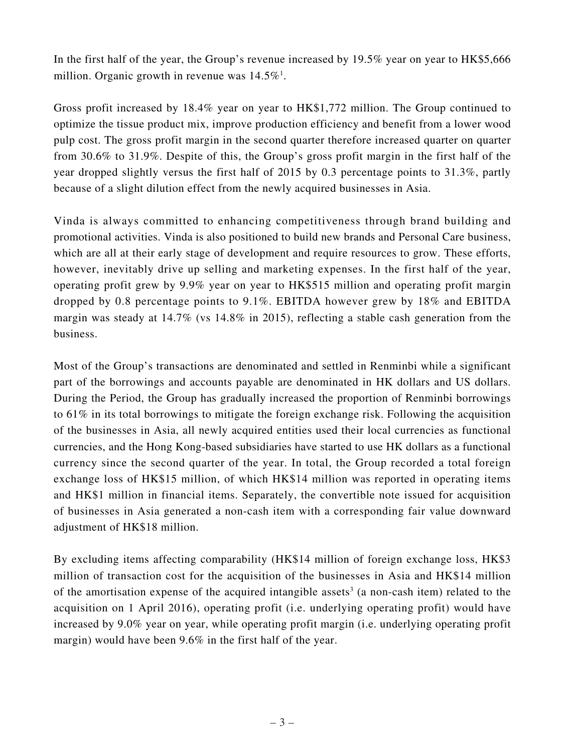In the first half of the year, the Group's revenue increased by 19.5% year on year to HK$5,666 million. Organic growth in revenue was 14.5%[1].

Gross profit increased by 18.4% year on year to HK$1,772 million. The Group continued to optimize the tissue product mix, improve production efficiency and benefit from a lower wood pulp cost. The gross profit margin in the second quarter therefore increased quarter on quarter from 30.6% to 31.9%. Despite of this, the Group's gross profit margin in the first half of the year dropped slightly versus the first half of 2015 by 0.3 percentage points to 31.3%, partly because of a slight dilution effect from the newly acquired businesses in Asia.

Vinda is always committed to enhancing competitiveness through brand building and promotional activities. Vinda is also positioned to build new brands and Personal Care business, which are all at their early stage of development and require resources to grow. These efforts, however, inevitably drive up selling and marketing expenses. In the first half of the year, operating profit grew by 9.9% year on year to HK$515 million and operating profit margin dropped by 0.8 percentage points to 9.1%. EBITDA however grew by 18% and EBITDA margin was steady at 14.7% (vs 14.8% in 2015), reflecting a stable cash generation from the business.

Most of the Group's transactions are denominated and settled in Renminbi while a significant part of the borrowings and accounts payable are denominated in HK dollars and US dollars. During the Period, the Group has gradually increased the proportion of Renminbi borrowings to 61% in its total borrowings to mitigate the foreign exchange risk. Following the acquisition of the businesses in Asia, all newly acquired entities used their local currencies as functional currencies, and the Hong Kong-based subsidiaries have started to use HK dollars as a functional currency since the second quarter of the year. In total, the Group recorded a total foreign exchange loss of HK$15 million, of which HK$14 million was reported in operating items and HK$1 million in financial items. Separately, the convertible note issued for acquisition of businesses in Asia generated a non-cash item with a corresponding fair value downward adjustment of HK$18 million.

By excluding items affecting comparability (HK$14 million of foreign exchange loss, HK$3 million of transaction cost for the acquisition of the businesses in Asia and HK$14 million of the amortisation expense of the acquired intangible assets[3] (a non-cash item) related to the acquisition on 1 April 2016), operating profit (i.e. underlying operating profit) would have increased by 9.0% year on year, while operating profit margin (i.e. underlying operating profit margin) would have been 9.6% in the first half of the year.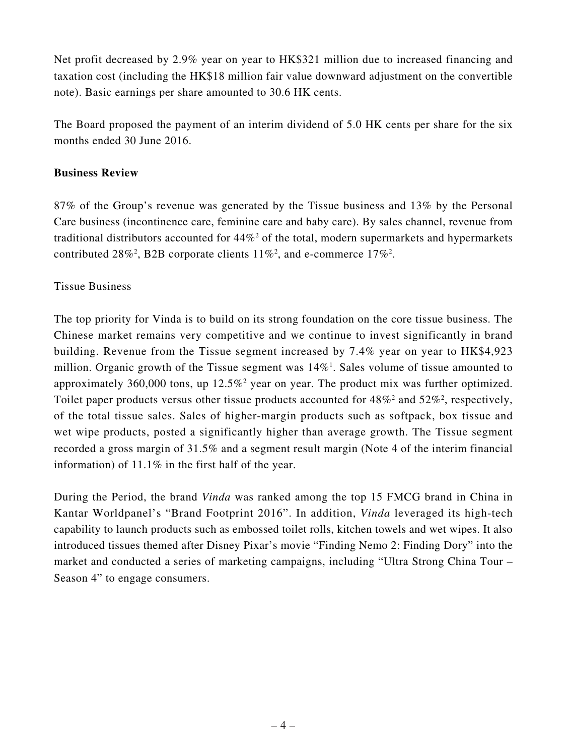Net profit decreased by 2.9% year on year to HK$321 million due to increased financing and taxation cost (including the HK$18 million fair value downward adjustment on the convertible note). Basic earnings per share amounted to 30.6 HK cents.

The Board proposed the payment of an interim dividend of 5.0 HK cents per share for the six months ended 30 June 2016.

**Business Review**

87% of the Group's revenue was generated by the Tissue business and 13% by the Personal Care business (incontinence care, feminine care and baby care). By sales channel, revenue from traditional distributors accounted for 44%[2] of the total, modern supermarkets and hypermarkets contributed 28%[2], B2B corporate clients 11%[2], and e-commerce 17%[2].

Tissue Business

The top priority for Vinda is to build on its strong foundation on the core tissue business. The Chinese market remains very competitive and we continue to invest significantly in brand building. Revenue from the Tissue segment increased by 7.4% year on year to HK$4,923 million. Organic growth of the Tissue segment was 14%[1]. Sales volume of tissue amounted to approximately 360,000 tons, up 12.5%[2] year on year. The product mix was further optimized. Toilet paper products versus other tissue products accounted for 48%[2] and 52%[2], respectively, of the total tissue sales. Sales of higher-margin products such as softpack, box tissue and wet wipe products, posted a significantly higher than average growth. The Tissue segment recorded a gross margin of 31.5% and a segment result margin (Note 4 of the interim financial information) of 11.1% in the first half of the year.

During the Period, the brand *Vinda* was ranked among the top 15 FMCG brand in China in Kantar Worldpanel's "Brand Footprint 2016". In addition, *Vinda* leveraged its high-tech capability to launch products such as embossed toilet rolls, kitchen towels and wet wipes. It also introduced tissues themed after Disney Pixar's movie "Finding Nemo 2: Finding Dory" into the market and conducted a series of marketing campaigns, including "Ultra Strong China Tour – Season 4" to engage consumers.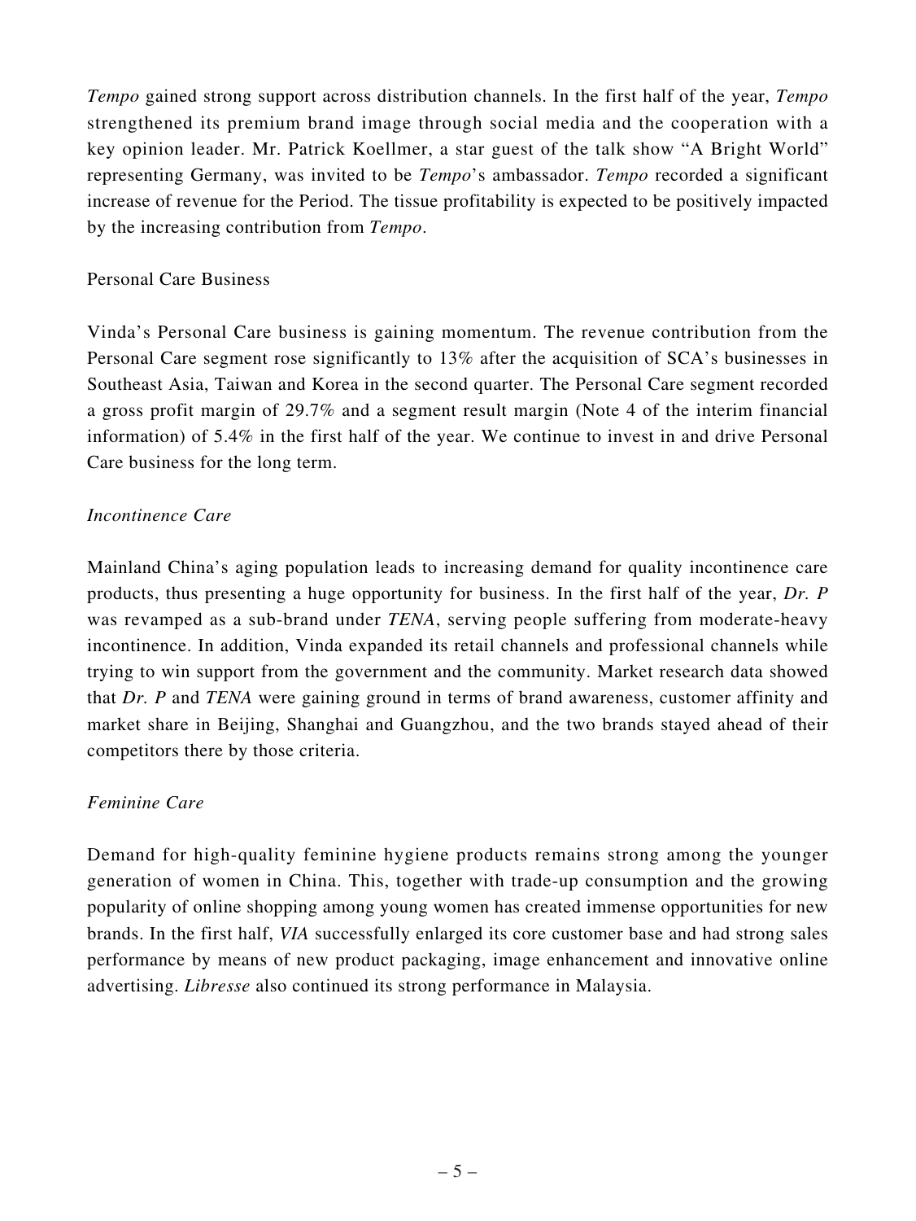*Tempo* gained strong support across distribution channels. In the first half of the year, *Tempo* strengthened its premium brand image through social media and the cooperation with a key opinion leader. Mr. Patrick Koellmer, a star guest of the talk show "A Bright World" representing Germany, was invited to be *Tempo*'s ambassador. *Tempo* recorded a significant increase of revenue for the Period. The tissue profitability is expected to be positively impacted by the increasing contribution from *Tempo*.

### Personal Care Business

Vinda's Personal Care business is gaining momentum. The revenue contribution from the Personal Care segment rose significantly to 13% after the acquisition of SCA's businesses in Southeast Asia, Taiwan and Korea in the second quarter. The Personal Care segment recorded a gross profit margin of 29.7% and a segment result margin (Note 4 of the interim financial information) of 5.4% in the first half of the year. We continue to invest in and drive Personal Care business for the long term.

#### *Incontinence Care*

Mainland China's aging population leads to increasing demand for quality incontinence care products, thus presenting a huge opportunity for business. In the first half of the year, *Dr. P* was revamped as a sub-brand under *TENA*, serving people suffering from moderate-heavy incontinence. In addition, Vinda expanded its retail channels and professional channels while trying to win support from the government and the community. Market research data showed that *Dr. P* and *TENA* were gaining ground in terms of brand awareness, customer affinity and market share in Beijing, Shanghai and Guangzhou, and the two brands stayed ahead of their competitors there by those criteria.

#### *Feminine Care*

Demand for high-quality feminine hygiene products remains strong among the younger generation of women in China. This, together with trade-up consumption and the growing popularity of online shopping among young women has created immense opportunities for new brands. In the first half, *VIA* successfully enlarged its core customer base and had strong sales performance by means of new product packaging, image enhancement and innovative online advertising. *Libresse* also continued its strong performance in Malaysia.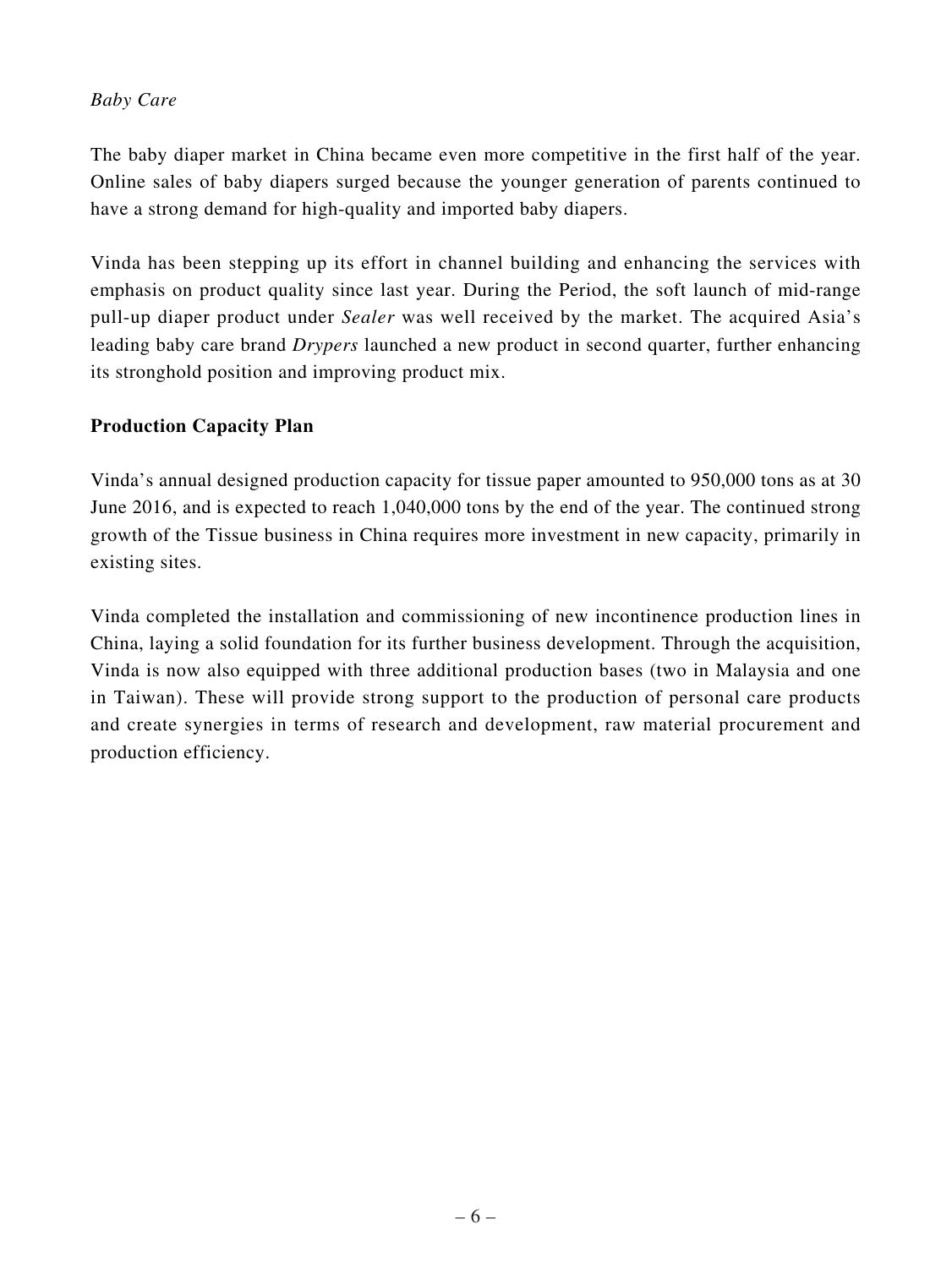*Baby Care*

The baby diaper market in China became even more competitive in the first half of the year. Online sales of baby diapers surged because the younger generation of parents continued to have a strong demand for high-quality and imported baby diapers.

Vinda has been stepping up its effort in channel building and enhancing the services with emphasis on product quality since last year. During the Period, the soft launch of mid-range pull-up diaper product under *Sealer* was well received by the market. The acquired Asia's leading baby care brand *Drypers* launched a new product in second quarter, further enhancing its stronghold position and improving product mix.

**Production Capacity Plan**

Vinda's annual designed production capacity for tissue paper amounted to 950,000 tons as at 30 June 2016, and is expected to reach 1,040,000 tons by the end of the year. The continued strong growth of the Tissue business in China requires more investment in new capacity, primarily in existing sites.

Vinda completed the installation and commissioning of new incontinence production lines in China, laying a solid foundation for its further business development. Through the acquisition, Vinda is now also equipped with three additional production bases (two in Malaysia and one in Taiwan). These will provide strong support to the production of personal care products and create synergies in terms of research and development, raw material procurement and production efficiency.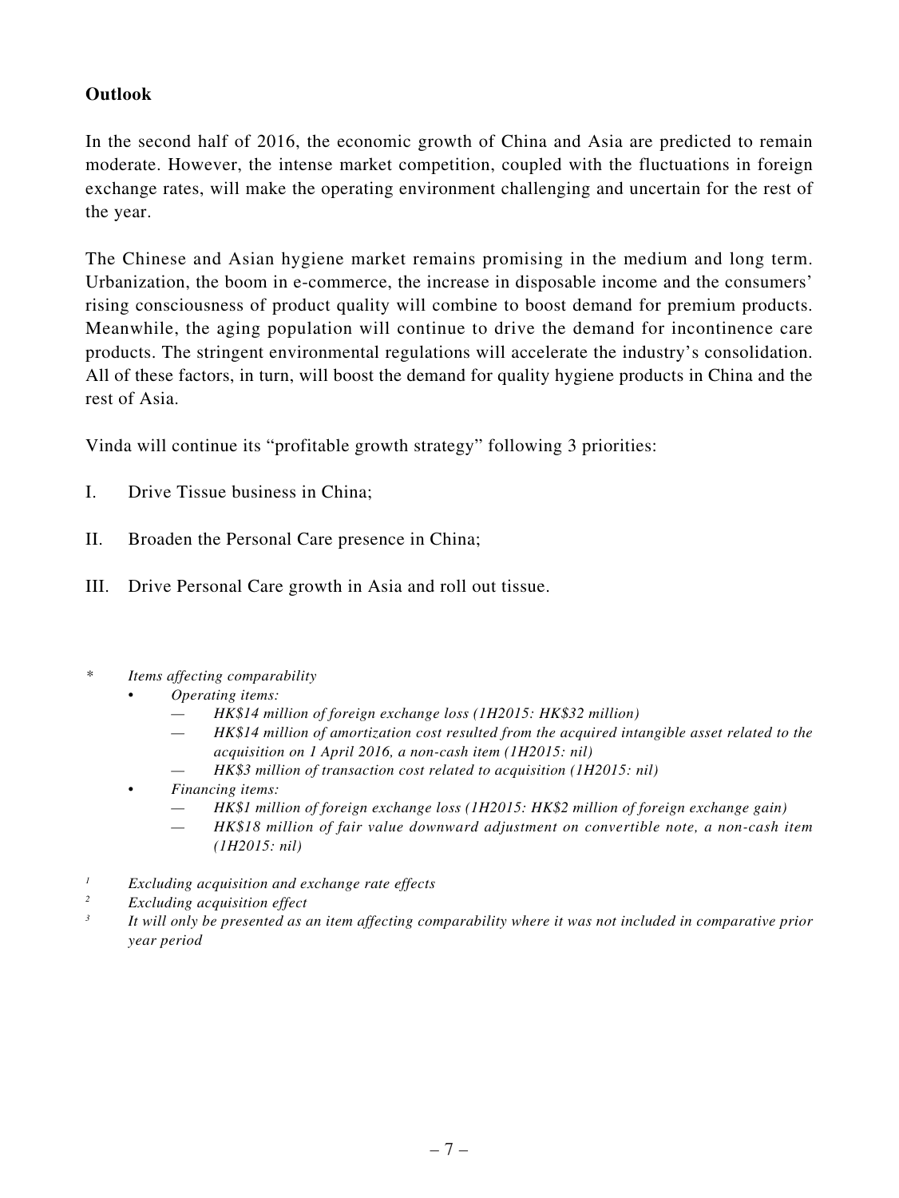**Outlook**

In the second half of 2016, the economic growth of China and Asia are predicted to remain moderate. However, the intense market competition, coupled with the fluctuations in foreign exchange rates, will make the operating environment challenging and uncertain for the rest of the year.

The Chinese and Asian hygiene market remains promising in the medium and long term. Urbanization, the boom in e-commerce, the increase in disposable income and the consumers' rising consciousness of product quality will combine to boost demand for premium products. Meanwhile, the aging population will continue to drive the demand for incontinence care products. The stringent environmental regulations will accelerate the industry's consolidation. All of these factors, in turn, will boost the demand for quality hygiene products in China and the rest of Asia.

Vinda will continue its "profitable growth strategy" following 3 priorities:

I. Drive Tissue business in China;

II. Broaden the Personal Care presence in China;

III. Drive Personal Care growth in Asia and roll out tissue.

\* *Items affecting comparability*
- *Operating items:*
  - — *HK$14 million of foreign exchange loss (1H2015: HK$32 million)*
  - — *HK$14 million of amortization cost resulted from the acquired intangible asset related to the acquisition on 1 April 2016, a non-cash item (1H2015: nil)*
  - — *HK$3 million of transaction cost related to acquisition (1H2015: nil)*
- *Financing items:*
  - — *HK$1 million of foreign exchange loss (1H2015: HK$2 million of foreign exchange gain)*
  - — *HK$18 million of fair value downward adjustment on convertible note, a non-cash item (1H2015: nil)*

[1] *Excluding acquisition and exchange rate effects*

[2] *Excluding acquisition effect*

[3] *It will only be presented as an item affecting comparability where it was not included in comparative prior year period*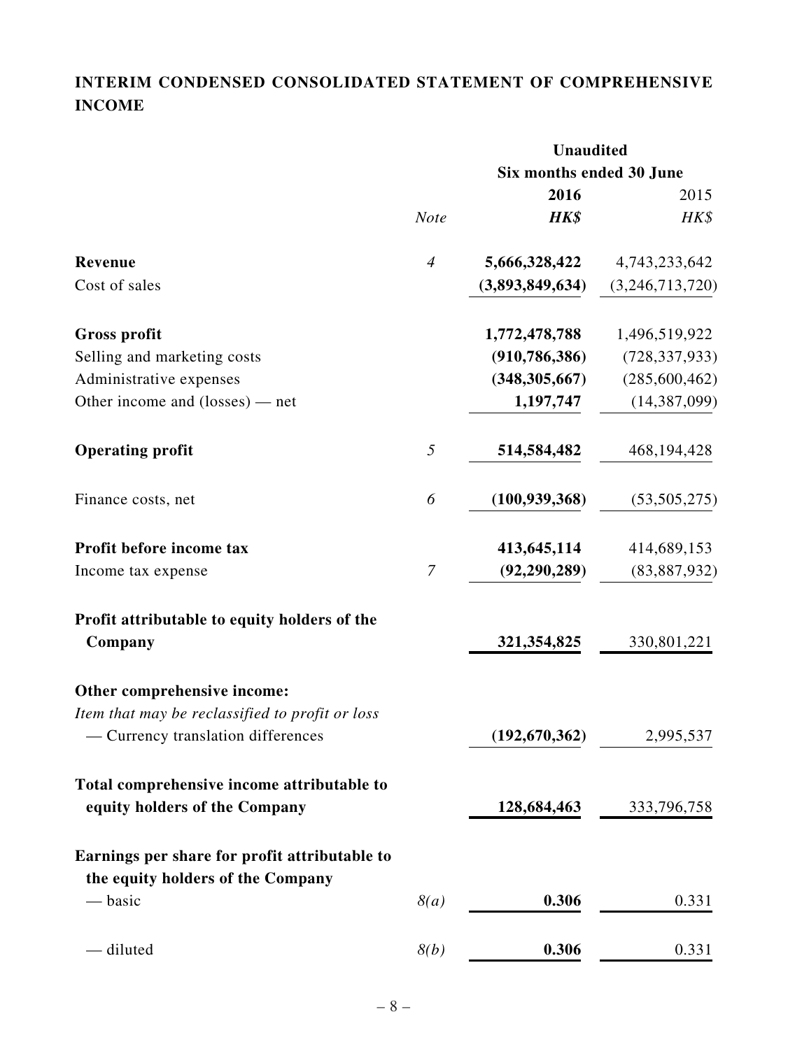## INTERIM CONDENSED CONSOLIDATED STATEMENT OF COMPREHENSIVE INCOME

| | | Unaudited | |
|---|---|---|---|
| | | Six months ended 30 June | |
| | | **2016** | 2015 |
| | *Note* | ***HK$*** | *HK$* |
| **Revenue** | *4* | **5,666,328,422** | 4,743,233,642 |
| Cost of sales | | **(3,893,849,634)** | (3,246,713,720) |
| **Gross profit** | | **1,772,478,788** | 1,496,519,922 |
| Selling and marketing costs | | **(910,786,386)** | (728,337,933) |
| Administrative expenses | | **(348,305,667)** | (285,600,462) |
| Other income and (losses) — net | | **1,197,747** | (14,387,099) |
| **Operating profit** | *5* | **514,584,482** | 468,194,428 |
| Finance costs, net | *6* | **(100,939,368)** | (53,505,275) |
| **Profit before income tax** | | **413,645,114** | 414,689,153 |
| Income tax expense | *7* | **(92,290,289)** | (83,887,932) |
| **Profit attributable to equity holders of the Company** | | **321,354,825** | 330,801,221 |
| **Other comprehensive income:** | | | |
| *Item that may be reclassified to profit or loss* | | | |
| — Currency translation differences | | **(192,670,362)** | 2,995,537 |
| **Total comprehensive income attributable to equity holders of the Company** | | **128,684,463** | 333,796,758 |
| **Earnings per share for profit attributable to the equity holders of the Company** | | | |
| — basic | *8(a)* | **0.306** | 0.331 |
| — diluted | *8(b)* | **0.306** | 0.331 |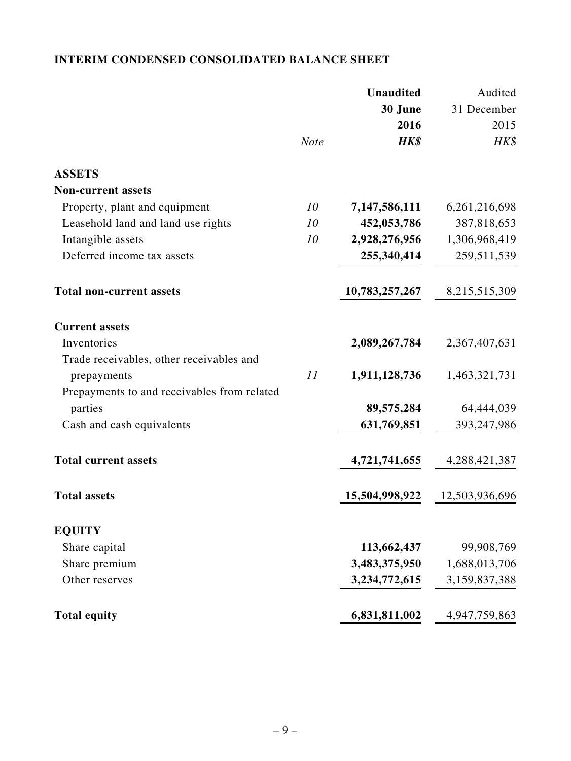## INTERIM CONDENSED CONSOLIDATED BALANCE SHEET

| | Note | Unaudited 30 June 2016 HK$ | Audited 31 December 2015 HK$ |
|---|---|---|---|
| **ASSETS** | | | |
| **Non-current assets** | | | |
| Property, plant and equipment | 10 | **7,147,586,111** | 6,261,216,698 |
| Leasehold land and land use rights | 10 | **452,053,786** | 387,818,653 |
| Intangible assets | 10 | **2,928,276,956** | 1,306,968,419 |
| Deferred income tax assets | | **255,340,414** | 259,511,539 |
| **Total non-current assets** | | **10,783,257,267** | 8,215,515,309 |
| **Current assets** | | | |
| Inventories | | **2,089,267,784** | 2,367,407,631 |
| Trade receivables, other receivables and prepayments | 11 | **1,911,128,736** | 1,463,321,731 |
| Prepayments to and receivables from related parties | | **89,575,284** | 64,444,039 |
| Cash and cash equivalents | | **631,769,851** | 393,247,986 |
| **Total current assets** | | **4,721,741,655** | 4,288,421,387 |
| **Total assets** | | **15,504,998,922** | 12,503,936,696 |
| **EQUITY** | | | |
| Share capital | | **113,662,437** | 99,908,769 |
| Share premium | | **3,483,375,950** | 1,688,013,706 |
| Other reserves | | **3,234,772,615** | 3,159,837,388 |
| **Total equity** | | **6,831,811,002** | 4,947,759,863 |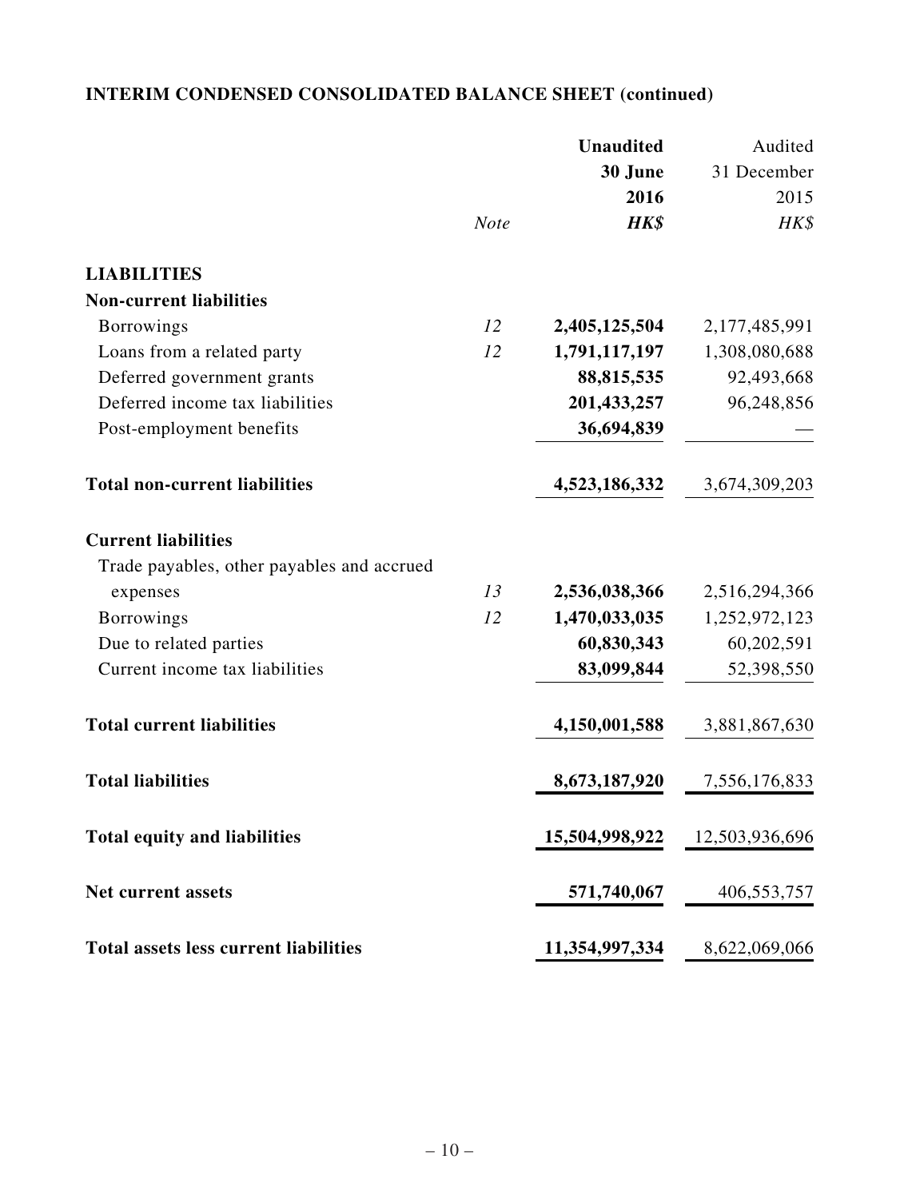## INTERIM CONDENSED CONSOLIDATED BALANCE SHEET (continued)

| | Note | Unaudited 30 June 2016 HK$ | Audited 31 December 2015 HK$ |
|---|---|---|---|
| **LIABILITIES** | | | |
| **Non-current liabilities** | | | |
| Borrowings | 12 | **2,405,125,504** | 2,177,485,991 |
| Loans from a related party | 12 | **1,791,117,197** | 1,308,080,688 |
| Deferred government grants | | **88,815,535** | 92,493,668 |
| Deferred income tax liabilities | | **201,433,257** | 96,248,856 |
| Post-employment benefits | | **36,694,839** | — |
| **Total non-current liabilities** | | **4,523,186,332** | 3,674,309,203 |
| **Current liabilities** | | | |
| Trade payables, other payables and accrued expenses | 13 | **2,536,038,366** | 2,516,294,366 |
| Borrowings | 12 | **1,470,033,035** | 1,252,972,123 |
| Due to related parties | | **60,830,343** | 60,202,591 |
| Current income tax liabilities | | **83,099,844** | 52,398,550 |
| **Total current liabilities** | | **4,150,001,588** | 3,881,867,630 |
| **Total liabilities** | | **8,673,187,920** | 7,556,176,833 |
| **Total equity and liabilities** | | **15,504,998,922** | 12,503,936,696 |
| **Net current assets** | | **571,740,067** | 406,553,757 |
| **Total assets less current liabilities** | | **11,354,997,334** | 8,622,069,066 |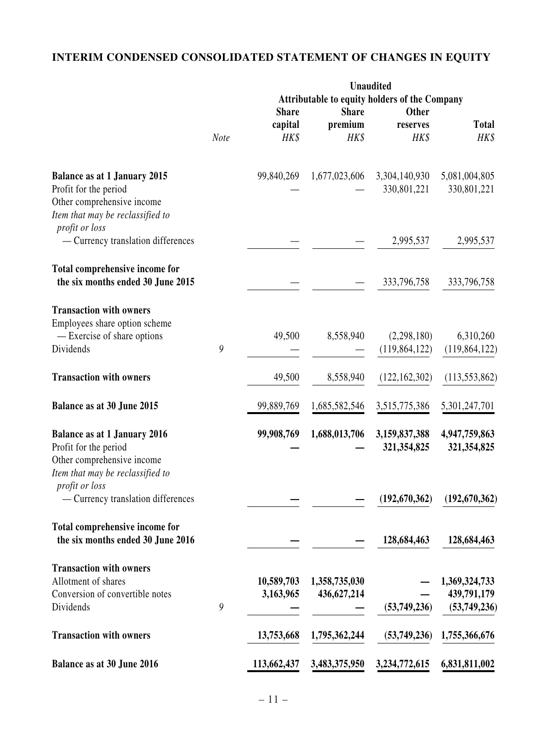## INTERIM CONDENSED CONSOLIDATED STATEMENT OF CHANGES IN EQUITY

| | Note | Unaudited | | | |
|---|---|---|---|---|---|
| | | Attributable to equity holders of the Company | | | |
| | | Share capital HK$ | Share premium HK$ | Other reserves HK$ | Total HK$ |
| **Balance as at 1 January 2015** | | 99,840,269 | 1,677,023,606 | 3,304,140,930 | 5,081,004,805 |
| Profit for the period | | — | — | 330,801,221 | 330,801,221 |
| Other comprehensive income | | | | | |
| *Item that may be reclassified to profit or loss* | | | | | |
| — Currency translation differences | | — | — | 2,995,537 | 2,995,537 |
| **Total comprehensive income for the six months ended 30 June 2015** | | — | — | 333,796,758 | 333,796,758 |
| **Transaction with owners** | | | | | |
| Employees share option scheme | | | | | |
| — Exercise of share options | | 49,500 | 8,558,940 | (2,298,180) | 6,310,260 |
| Dividends | 9 | — | — | (119,864,122) | (119,864,122) |
| **Transaction with owners** | | 49,500 | 8,558,940 | (122,162,302) | (113,553,862) |
| **Balance as at 30 June 2015** | | 99,889,769 | 1,685,582,546 | 3,515,775,386 | 5,301,247,701 |
| **Balance as at 1 January 2016** | | **99,908,769** | **1,688,013,706** | **3,159,837,388** | **4,947,759,863** |
| Profit for the period | | **—** | **—** | **321,354,825** | **321,354,825** |
| Other comprehensive income | | | | | |
| *Item that may be reclassified to profit or loss* | | | | | |
| — Currency translation differences | | **—** | **—** | **(192,670,362)** | **(192,670,362)** |
| **Total comprehensive income for the six months ended 30 June 2016** | | **—** | **—** | **128,684,463** | **128,684,463** |
| **Transaction with owners** | | | | | |
| Allotment of shares | | **10,589,703** | **1,358,735,030** | **—** | **1,369,324,733** |
| Conversion of convertible notes | | **3,163,965** | **436,627,214** | **—** | **439,791,179** |
| Dividends | 9 | **—** | **—** | **(53,749,236)** | **(53,749,236)** |
| **Transaction with owners** | | **13,753,668** | **1,795,362,244** | **(53,749,236)** | **1,755,366,676** |
| **Balance as at 30 June 2016** | | **113,662,437** | **3,483,375,950** | **3,234,772,615** | **6,831,811,002** |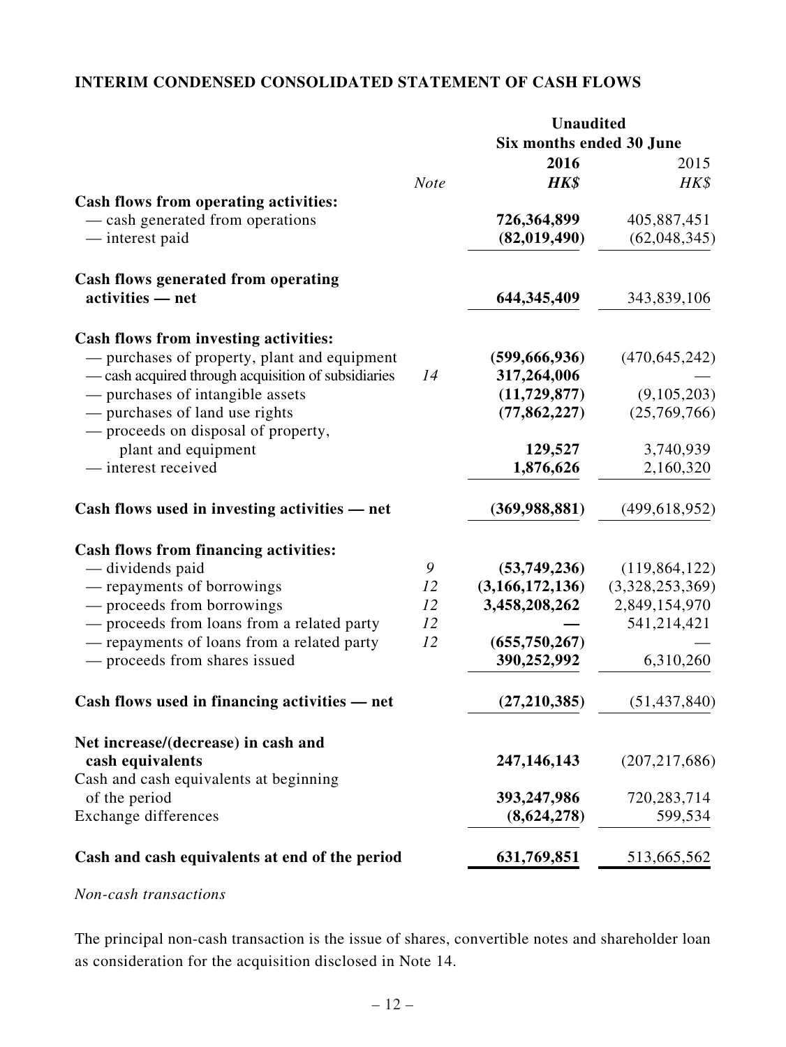## INTERIM CONDENSED CONSOLIDATED STATEMENT OF CASH FLOWS

| | | Unaudited | |
|---|---|---|---|
| | | Six months ended 30 June | |
| | | **2016** | 2015 |
| | *Note* | ***HK$*** | *HK$* |
| **Cash flows from operating activities:** | | | |
| — cash generated from operations | | **726,364,899** | 405,887,451 |
| — interest paid | | **(82,019,490)** | (62,048,345) |
| **Cash flows generated from operating activities — net** | | **644,345,409** | 343,839,106 |
| **Cash flows from investing activities:** | | | |
| — purchases of property, plant and equipment | | **(599,666,936)** | (470,645,242) |
| — cash acquired through acquisition of subsidiaries | 14 | **317,264,006** | — |
| — purchases of intangible assets | | **(11,729,877)** | (9,105,203) |
| — purchases of land use rights | | **(77,862,227)** | (25,769,766) |
| — proceeds on disposal of property, plant and equipment | | **129,527** | 3,740,939 |
| — interest received | | **1,876,626** | 2,160,320 |
| **Cash flows used in investing activities — net** | | **(369,988,881)** | (499,618,952) |
| **Cash flows from financing activities:** | | | |
| — dividends paid | 9 | **(53,749,236)** | (119,864,122) |
| — repayments of borrowings | 12 | **(3,166,172,136)** | (3,328,253,369) |
| — proceeds from borrowings | 12 | **3,458,208,262** | 2,849,154,970 |
| — proceeds from loans from a related party | 12 | **—** | 541,214,421 |
| — repayments of loans from a related party | 12 | **(655,750,267)** | — |
| — proceeds from shares issued | | **390,252,992** | 6,310,260 |
| **Cash flows used in financing activities — net** | | **(27,210,385)** | (51,437,840) |
| **Net increase/(decrease) in cash and cash equivalents** | | **247,146,143** | (207,217,686) |
| Cash and cash equivalents at beginning of the period | | **393,247,986** | 720,283,714 |
| Exchange differences | | **(8,624,278)** | 599,534 |
| **Cash and cash equivalents at end of the period** | | **631,769,851** | 513,665,562 |

*Non-cash transactions*

The principal non-cash transaction is the issue of shares, convertible notes and shareholder loan as consideration for the acquisition disclosed in Note 14.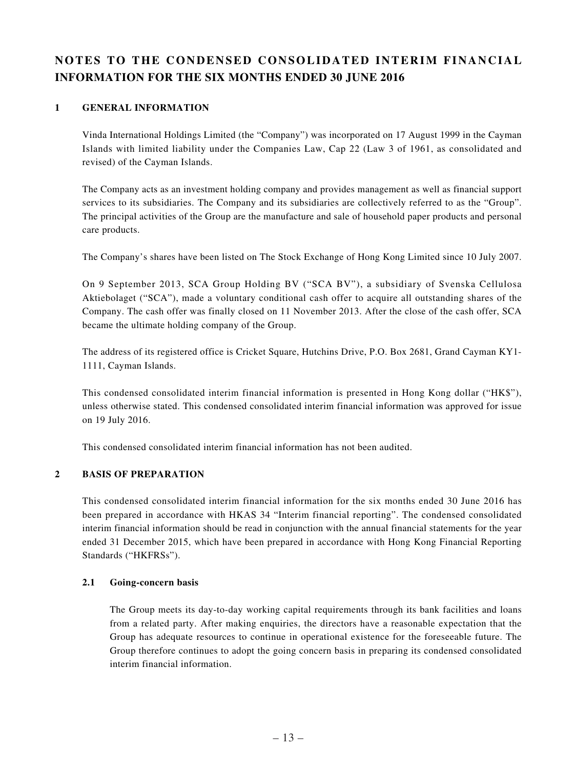# NOTES TO THE CONDENSED CONSOLIDATED INTERIM FINANCIAL INFORMATION FOR THE SIX MONTHS ENDED 30 JUNE 2016

## 1 GENERAL INFORMATION

Vinda International Holdings Limited (the "Company") was incorporated on 17 August 1999 in the Cayman Islands with limited liability under the Companies Law, Cap 22 (Law 3 of 1961, as consolidated and revised) of the Cayman Islands.

The Company acts as an investment holding company and provides management as well as financial support services to its subsidiaries. The Company and its subsidiaries are collectively referred to as the "Group". The principal activities of the Group are the manufacture and sale of household paper products and personal care products.

The Company's shares have been listed on The Stock Exchange of Hong Kong Limited since 10 July 2007.

On 9 September 2013, SCA Group Holding BV ("SCA BV"), a subsidiary of Svenska Cellulosa Aktiebolaget ("SCA"), made a voluntary conditional cash offer to acquire all outstanding shares of the Company. The cash offer was finally closed on 11 November 2013. After the close of the cash offer, SCA became the ultimate holding company of the Group.

The address of its registered office is Cricket Square, Hutchins Drive, P.O. Box 2681, Grand Cayman KY1-1111, Cayman Islands.

This condensed consolidated interim financial information is presented in Hong Kong dollar ("HK$"), unless otherwise stated. This condensed consolidated interim financial information was approved for issue on 19 July 2016.

This condensed consolidated interim financial information has not been audited.

## 2 BASIS OF PREPARATION

This condensed consolidated interim financial information for the six months ended 30 June 2016 has been prepared in accordance with HKAS 34 "Interim financial reporting". The condensed consolidated interim financial information should be read in conjunction with the annual financial statements for the year ended 31 December 2015, which have been prepared in accordance with Hong Kong Financial Reporting Standards ("HKFRSs").

### 2.1 Going-concern basis

The Group meets its day-to-day working capital requirements through its bank facilities and loans from a related party. After making enquiries, the directors have a reasonable expectation that the Group has adequate resources to continue in operational existence for the foreseeable future. The Group therefore continues to adopt the going concern basis in preparing its condensed consolidated interim financial information.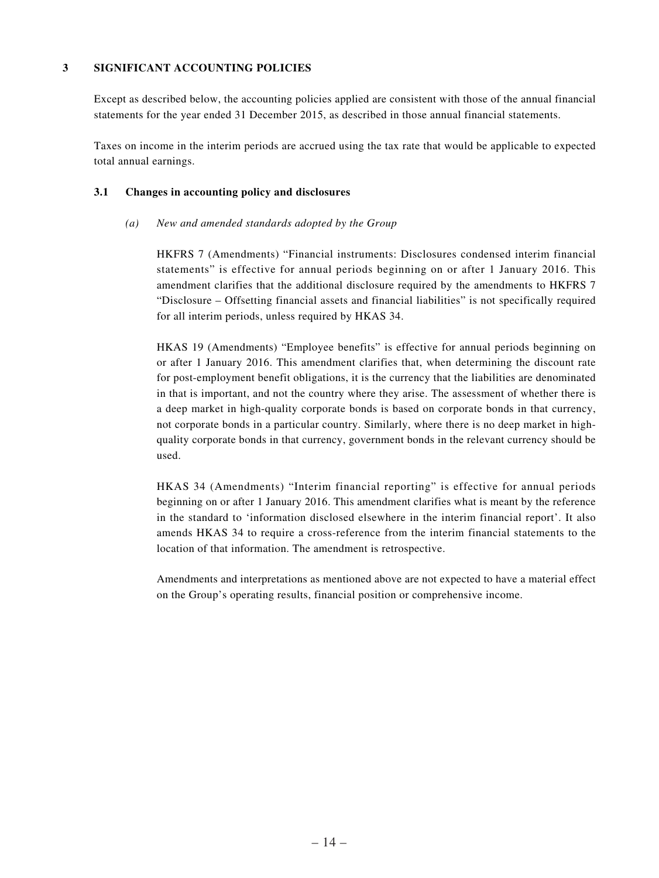## 3 SIGNIFICANT ACCOUNTING POLICIES

Except as described below, the accounting policies applied are consistent with those of the annual financial statements for the year ended 31 December 2015, as described in those annual financial statements.

Taxes on income in the interim periods are accrued using the tax rate that would be applicable to expected total annual earnings.

### 3.1 Changes in accounting policy and disclosures

*(a) New and amended standards adopted by the Group*

HKFRS 7 (Amendments) "Financial instruments: Disclosures condensed interim financial statements" is effective for annual periods beginning on or after 1 January 2016. This amendment clarifies that the additional disclosure required by the amendments to HKFRS 7 "Disclosure – Offsetting financial assets and financial liabilities" is not specifically required for all interim periods, unless required by HKAS 34.

HKAS 19 (Amendments) "Employee benefits" is effective for annual periods beginning on or after 1 January 2016. This amendment clarifies that, when determining the discount rate for post-employment benefit obligations, it is the currency that the liabilities are denominated in that is important, and not the country where they arise. The assessment of whether there is a deep market in high-quality corporate bonds is based on corporate bonds in that currency, not corporate bonds in a particular country. Similarly, where there is no deep market in high-quality corporate bonds in that currency, government bonds in the relevant currency should be used.

HKAS 34 (Amendments) "Interim financial reporting" is effective for annual periods beginning on or after 1 January 2016. This amendment clarifies what is meant by the reference in the standard to 'information disclosed elsewhere in the interim financial report'. It also amends HKAS 34 to require a cross-reference from the interim financial statements to the location of that information. The amendment is retrospective.

Amendments and interpretations as mentioned above are not expected to have a material effect on the Group's operating results, financial position or comprehensive income.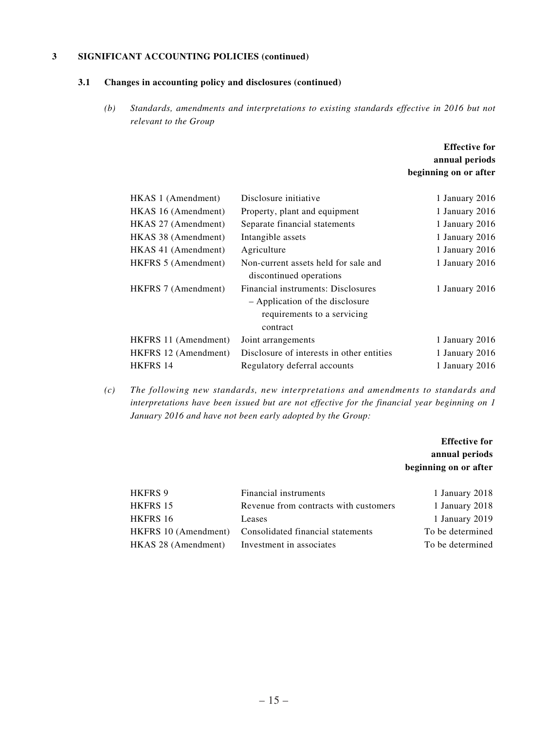## 3 SIGNIFICANT ACCOUNTING POLICIES (continued)

### 3.1 Changes in accounting policy and disclosures (continued)

*(b) Standards, amendments and interpretations to existing standards effective in 2016 but not relevant to the Group*

| | | Effective for annual periods beginning on or after |
|---|---|---|
| HKAS 1 (Amendment) | Disclosure initiative | 1 January 2016 |
| HKAS 16 (Amendment) | Property, plant and equipment | 1 January 2016 |
| HKAS 27 (Amendment) | Separate financial statements | 1 January 2016 |
| HKAS 38 (Amendment) | Intangible assets | 1 January 2016 |
| HKAS 41 (Amendment) | Agriculture | 1 January 2016 |
| HKFRS 5 (Amendment) | Non-current assets held for sale and discontinued operations | 1 January 2016 |
| HKFRS 7 (Amendment) | Financial instruments: Disclosures – Application of the disclosure requirements to a servicing contract | 1 January 2016 |
| HKFRS 11 (Amendment) | Joint arrangements | 1 January 2016 |
| HKFRS 12 (Amendment) | Disclosure of interests in other entities | 1 January 2016 |
| HKFRS 14 | Regulatory deferral accounts | 1 January 2016 |

*(c) The following new standards, new interpretations and amendments to standards and interpretations have been issued but are not effective for the financial year beginning on 1 January 2016 and have not been early adopted by the Group:*

| | | Effective for annual periods beginning on or after |
|---|---|---|
| HKFRS 9 | Financial instruments | 1 January 2018 |
| HKFRS 15 | Revenue from contracts with customers | 1 January 2018 |
| HKFRS 16 | Leases | 1 January 2019 |
| HKFRS 10 (Amendment) | Consolidated financial statements | To be determined |
| HKAS 28 (Amendment) | Investment in associates | To be determined |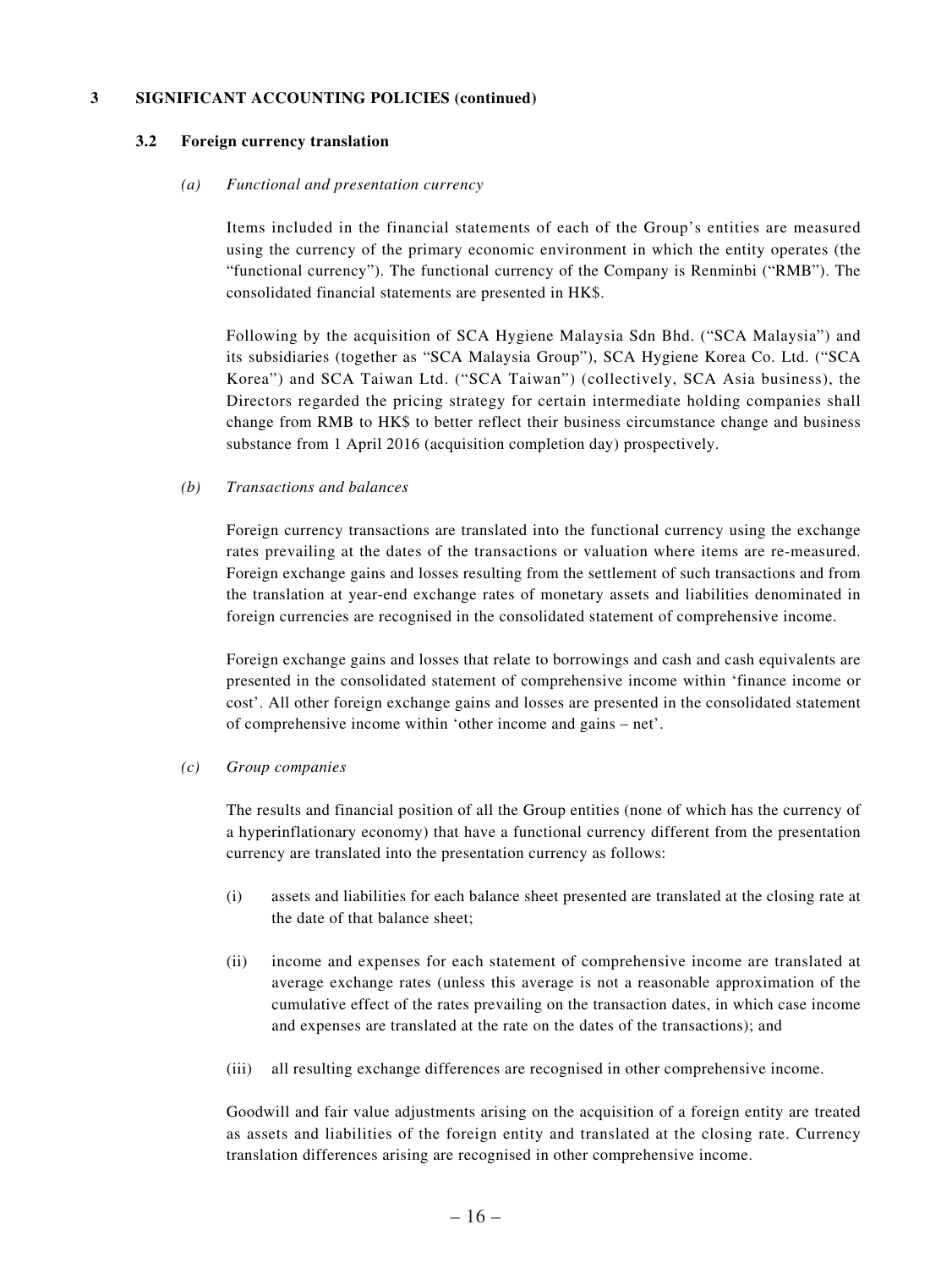## 3 SIGNIFICANT ACCOUNTING POLICIES (continued)

### 3.2 Foreign currency translation

*(a) Functional and presentation currency*

Items included in the financial statements of each of the Group's entities are measured using the currency of the primary economic environment in which the entity operates (the "functional currency"). The functional currency of the Company is Renminbi ("RMB"). The consolidated financial statements are presented in HK$.

Following by the acquisition of SCA Hygiene Malaysia Sdn Bhd. ("SCA Malaysia") and its subsidiaries (together as "SCA Malaysia Group"), SCA Hygiene Korea Co. Ltd. ("SCA Korea") and SCA Taiwan Ltd. ("SCA Taiwan") (collectively, SCA Asia business), the Directors regarded the pricing strategy for certain intermediate holding companies shall change from RMB to HK$ to better reflect their business circumstance change and business substance from 1 April 2016 (acquisition completion day) prospectively.

*(b) Transactions and balances*

Foreign currency transactions are translated into the functional currency using the exchange rates prevailing at the dates of the transactions or valuation where items are re-measured. Foreign exchange gains and losses resulting from the settlement of such transactions and from the translation at year-end exchange rates of monetary assets and liabilities denominated in foreign currencies are recognised in the consolidated statement of comprehensive income.

Foreign exchange gains and losses that relate to borrowings and cash and cash equivalents are presented in the consolidated statement of comprehensive income within 'finance income or cost'. All other foreign exchange gains and losses are presented in the consolidated statement of comprehensive income within 'other income and gains – net'.

*(c) Group companies*

The results and financial position of all the Group entities (none of which has the currency of a hyperinflationary economy) that have a functional currency different from the presentation currency are translated into the presentation currency as follows:

(i) assets and liabilities for each balance sheet presented are translated at the closing rate at the date of that balance sheet;

(ii) income and expenses for each statement of comprehensive income are translated at average exchange rates (unless this average is not a reasonable approximation of the cumulative effect of the rates prevailing on the transaction dates, in which case income and expenses are translated at the rate on the dates of the transactions); and

(iii) all resulting exchange differences are recognised in other comprehensive income.

Goodwill and fair value adjustments arising on the acquisition of a foreign entity are treated as assets and liabilities of the foreign entity and translated at the closing rate. Currency translation differences arising are recognised in other comprehensive income.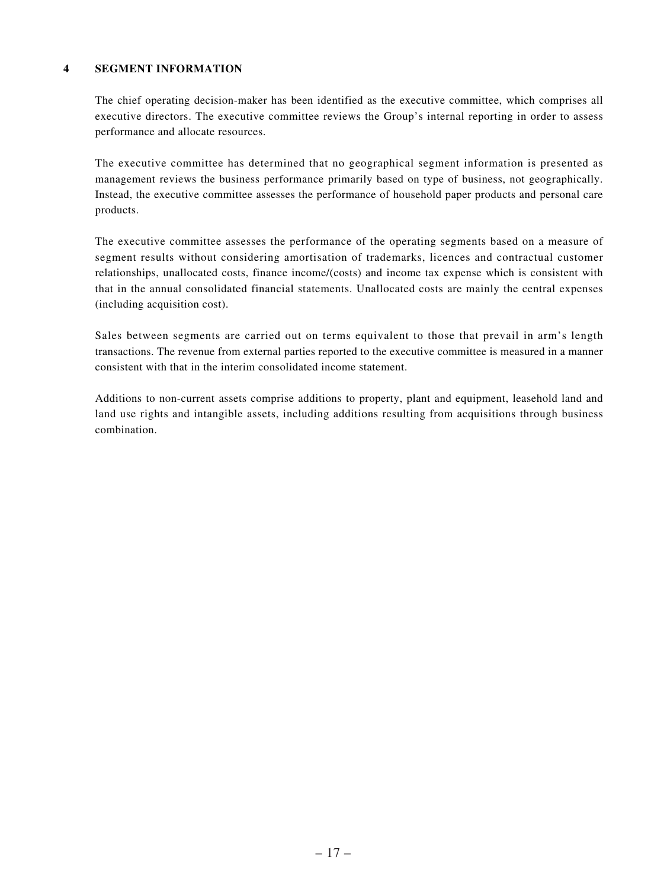## 4 SEGMENT INFORMATION

The chief operating decision-maker has been identified as the executive committee, which comprises all executive directors. The executive committee reviews the Group's internal reporting in order to assess performance and allocate resources.

The executive committee has determined that no geographical segment information is presented as management reviews the business performance primarily based on type of business, not geographically. Instead, the executive committee assesses the performance of household paper products and personal care products.

The executive committee assesses the performance of the operating segments based on a measure of segment results without considering amortisation of trademarks, licences and contractual customer relationships, unallocated costs, finance income/(costs) and income tax expense which is consistent with that in the annual consolidated financial statements. Unallocated costs are mainly the central expenses (including acquisition cost).

Sales between segments are carried out on terms equivalent to those that prevail in arm's length transactions. The revenue from external parties reported to the executive committee is measured in a manner consistent with that in the interim consolidated income statement.

Additions to non-current assets comprise additions to property, plant and equipment, leasehold land and land use rights and intangible assets, including additions resulting from acquisitions through business combination.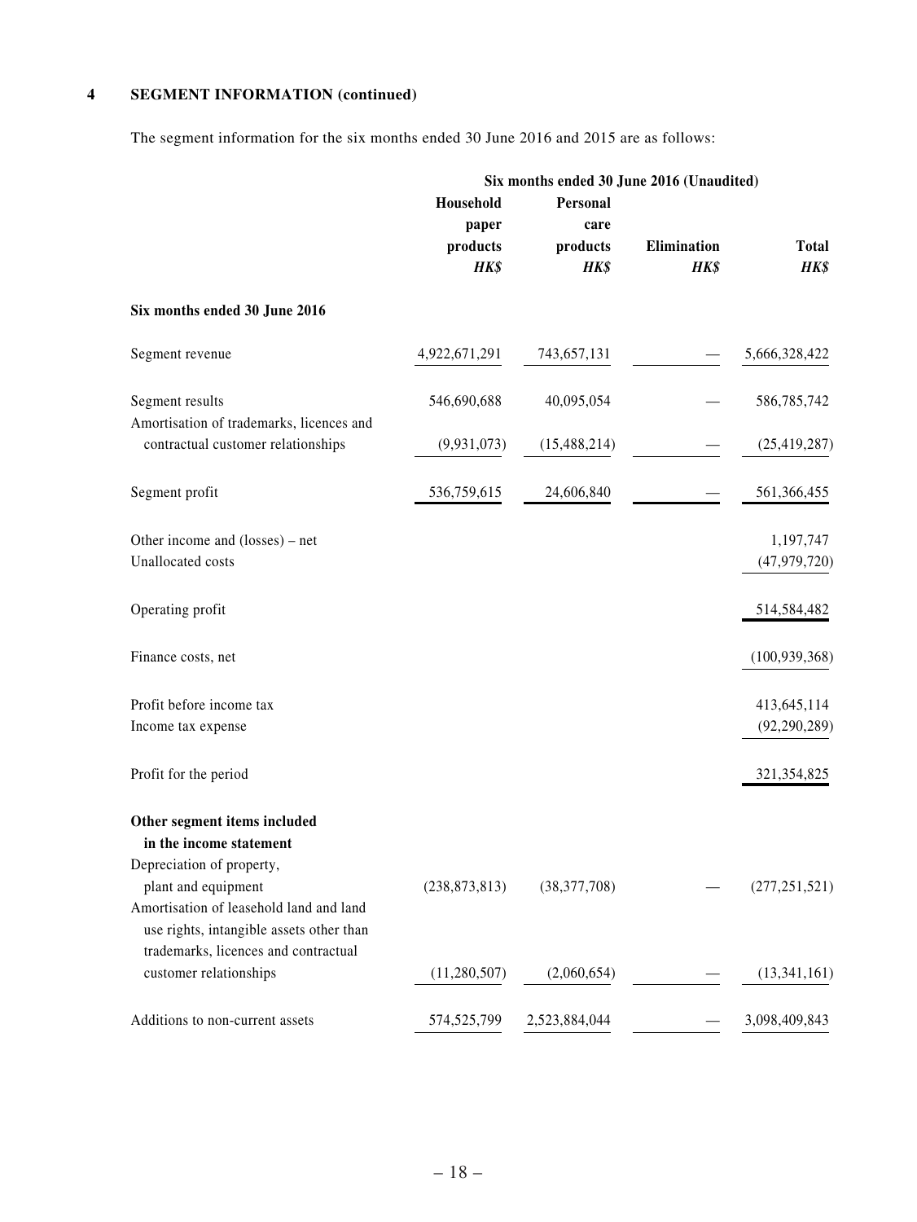## 4 SEGMENT INFORMATION (continued)

The segment information for the six months ended 30 June 2016 and 2015 are as follows:

| | Six months ended 30 June 2016 (Unaudited) | | | |
|---|---|---|---|---|
| | Household paper products *HK$* | Personal care products *HK$* | Elimination *HK$* | Total *HK$* |
| **Six months ended 30 June 2016** | | | | |
| Segment revenue | 4,922,671,291 | 743,657,131 | — | 5,666,328,422 |
| Segment results | 546,690,688 | 40,095,054 | — | 586,785,742 |
| Amortisation of trademarks, licences and contractual customer relationships | (9,931,073) | (15,488,214) | — | (25,419,287) |
| Segment profit | 536,759,615 | 24,606,840 | — | 561,366,455 |
| Other income and (losses) – net | | | | 1,197,747 |
| Unallocated costs | | | | (47,979,720) |
| Operating profit | | | | 514,584,482 |
| Finance costs, net | | | | (100,939,368) |
| Profit before income tax | | | | 413,645,114 |
| Income tax expense | | | | (92,290,289) |
| Profit for the period | | | | 321,354,825 |
| **Other segment items included in the income statement** | | | | |
| Depreciation of property, plant and equipment | (238,873,813) | (38,377,708) | — | (277,251,521) |
| Amortisation of leasehold land and land use rights, intangible assets other than trademarks, licences and contractual customer relationships | (11,280,507) | (2,060,654) | — | (13,341,161) |
| Additions to non-current assets | 574,525,799 | 2,523,884,044 | — | 3,098,409,843 |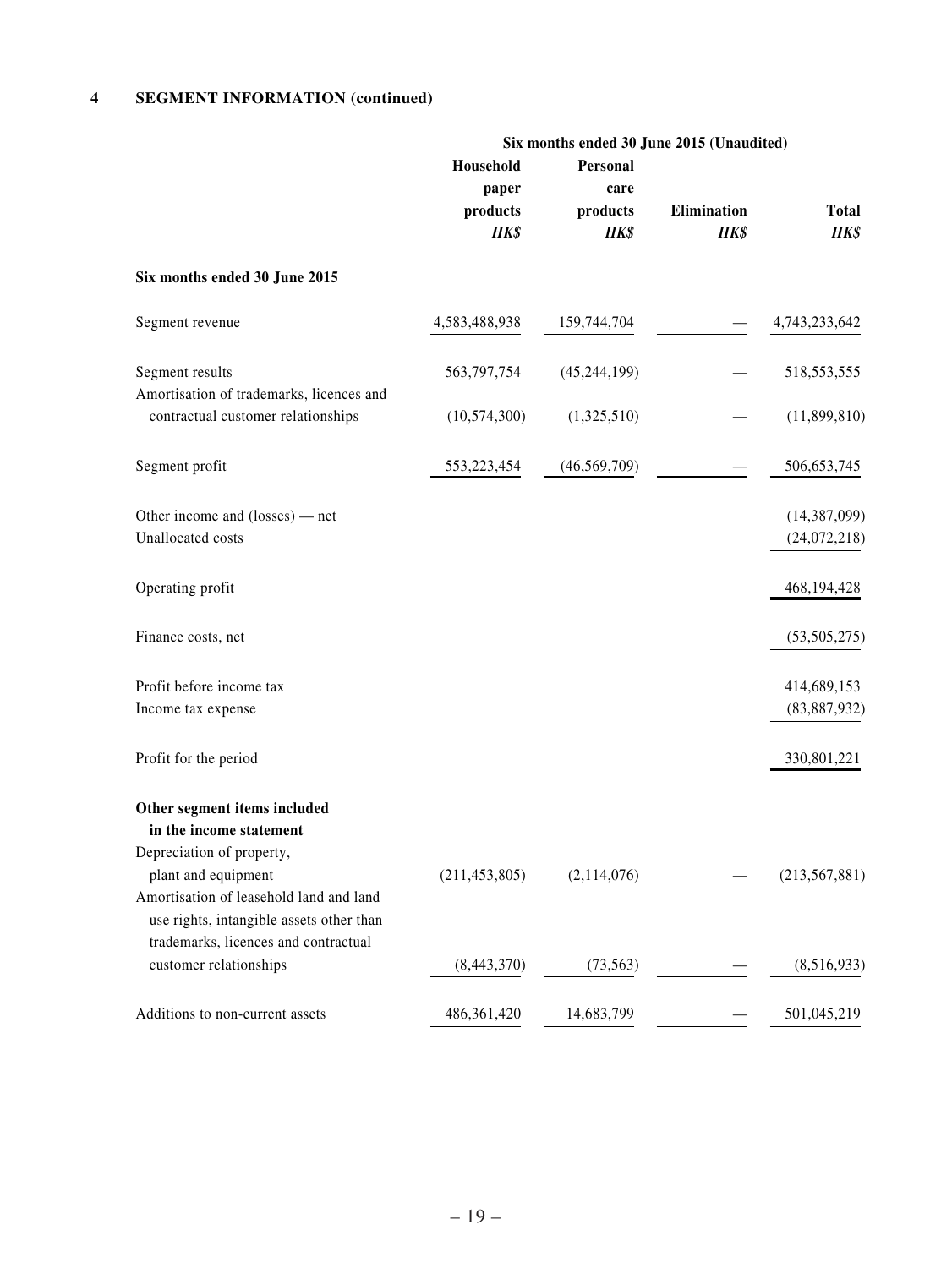## 4 SEGMENT INFORMATION (continued)

| | Six months ended 30 June 2015 (Unaudited) | | | |
|---|---|---|---|---|
| | Household paper products *HK$* | Personal care products *HK$* | Elimination *HK$* | Total *HK$* |
| **Six months ended 30 June 2015** | | | | |
| Segment revenue | 4,583,488,938 | 159,744,704 | — | 4,743,233,642 |
| Segment results | 563,797,754 | (45,244,199) | — | 518,553,555 |
| Amortisation of trademarks, licences and contractual customer relationships | (10,574,300) | (1,325,510) | — | (11,899,810) |
| Segment profit | 553,223,454 | (46,569,709) | — | 506,653,745 |
| Other income and (losses) — net | | | | (14,387,099) |
| Unallocated costs | | | | (24,072,218) |
| Operating profit | | | | 468,194,428 |
| Finance costs, net | | | | (53,505,275) |
| Profit before income tax | | | | 414,689,153 |
| Income tax expense | | | | (83,887,932) |
| Profit for the period | | | | 330,801,221 |
| **Other segment items included in the income statement** | | | | |
| Depreciation of property, plant and equipment | (211,453,805) | (2,114,076) | — | (213,567,881) |
| Amortisation of leasehold land and land use rights, intangible assets other than trademarks, licences and contractual customer relationships | (8,443,370) | (73,563) | — | (8,516,933) |
| Additions to non-current assets | 486,361,420 | 14,683,799 | — | 501,045,219 |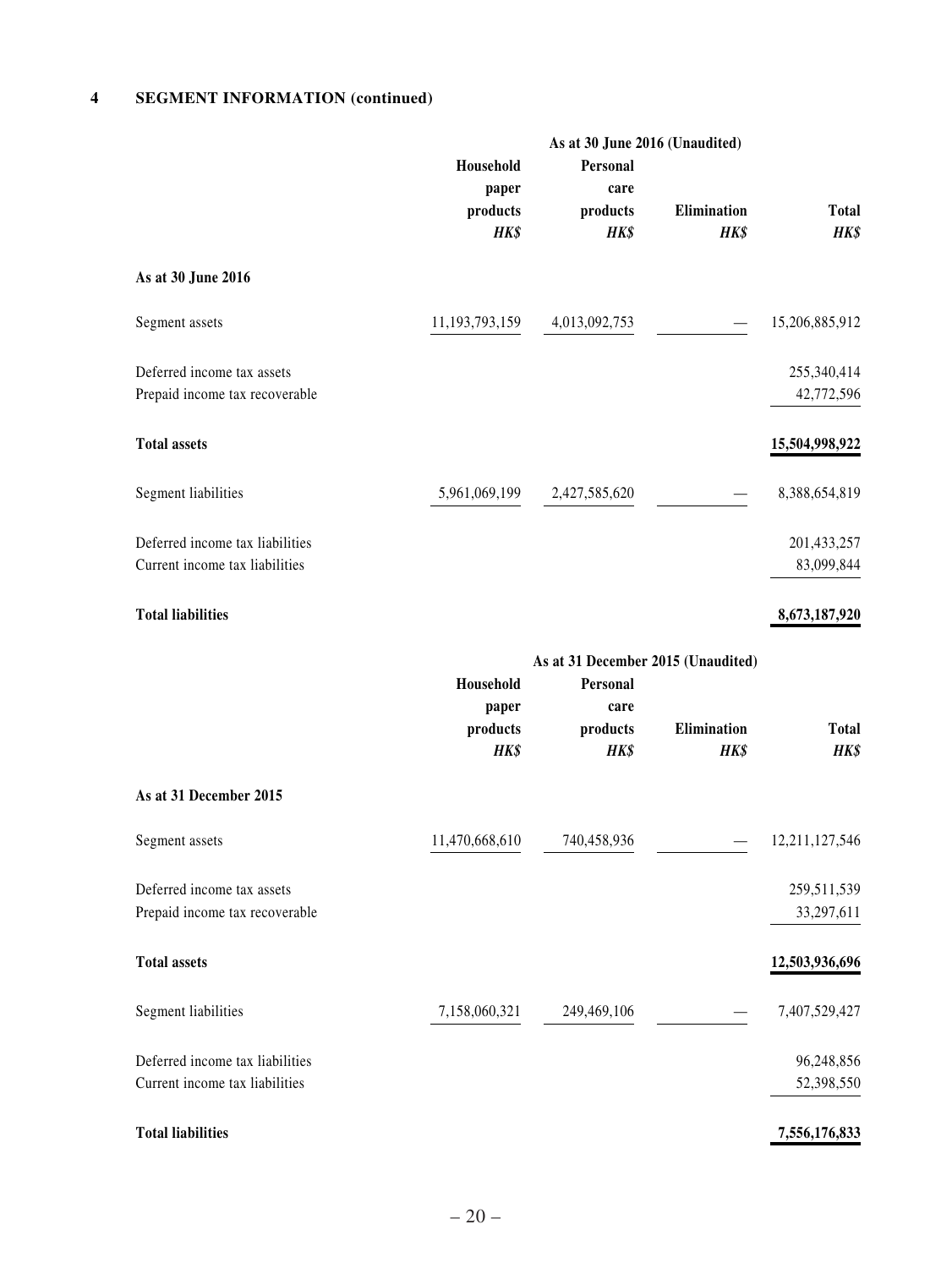## 4 SEGMENT INFORMATION (continued)

| | As at 30 June 2016 (Unaudited) | | | |
|---|---|---|---|---|
| | Household paper products | Personal care products | Elimination | Total |
| | *HK$* | *HK$* | *HK$* | *HK$* |
| **As at 30 June 2016** | | | | |
| Segment assets | 11,193,793,159 | 4,013,092,753 | — | 15,206,885,912 |
| Deferred income tax assets | | | | 255,340,414 |
| Prepaid income tax recoverable | | | | 42,772,596 |
| **Total assets** | | | | **15,504,998,922** |
| Segment liabilities | 5,961,069,199 | 2,427,585,620 | — | 8,388,654,819 |
| Deferred income tax liabilities | | | | 201,433,257 |
| Current income tax liabilities | | | | 83,099,844 |
| **Total liabilities** | | | | **8,673,187,920** |

| | As at 31 December 2015 (Unaudited) | | | |
|---|---|---|---|---|
| | Household paper products | Personal care products | Elimination | Total |
| | *HK$* | *HK$* | *HK$* | *HK$* |
| **As at 31 December 2015** | | | | |
| Segment assets | 11,470,668,610 | 740,458,936 | — | 12,211,127,546 |
| Deferred income tax assets | | | | 259,511,539 |
| Prepaid income tax recoverable | | | | 33,297,611 |
| **Total assets** | | | | **12,503,936,696** |
| Segment liabilities | 7,158,060,321 | 249,469,106 | — | 7,407,529,427 |
| Deferred income tax liabilities | | | | 96,248,856 |
| Current income tax liabilities | | | | 52,398,550 |
| **Total liabilities** | | | | **7,556,176,833** |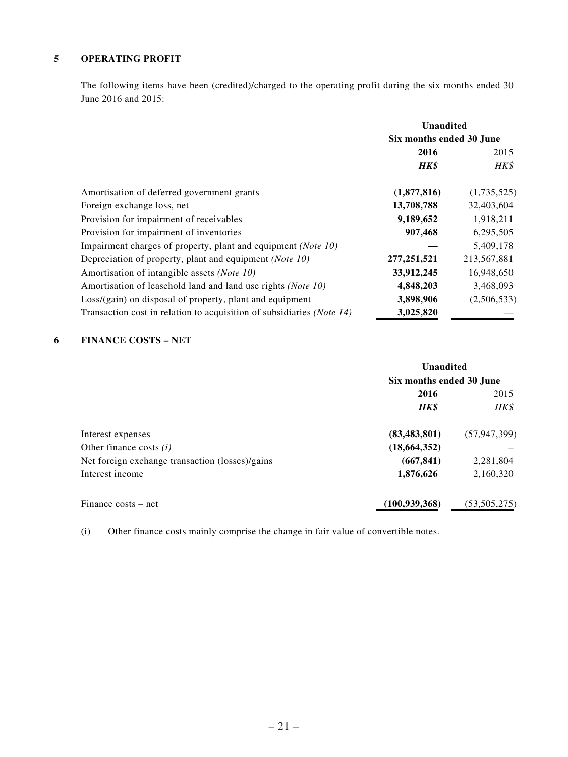## 5 OPERATING PROFIT

The following items have been (credited)/charged to the operating profit during the six months ended 30 June 2016 and 2015:

| | Unaudited | |
|---|---|---|
| | Six months ended 30 June | |
| | **2016** | 2015 |
| | ***HK$*** | *HK$* |
| Amortisation of deferred government grants | **(1,877,816)** | (1,735,525) |
| Foreign exchange loss, net | **13,708,788** | 32,403,604 |
| Provision for impairment of receivables | **9,189,652** | 1,918,211 |
| Provision for impairment of inventories | **907,468** | 6,295,505 |
| Impairment charges of property, plant and equipment *(Note 10)* | **—** | 5,409,178 |
| Depreciation of property, plant and equipment *(Note 10)* | **277,251,521** | 213,567,881 |
| Amortisation of intangible assets *(Note 10)* | **33,912,245** | 16,948,650 |
| Amortisation of leasehold land and land use rights *(Note 10)* | **4,848,203** | 3,468,093 |
| Loss/(gain) on disposal of property, plant and equipment | **3,898,906** | (2,506,533) |
| Transaction cost in relation to acquisition of subsidiaries *(Note 14)* | **3,025,820** | — |

## 6 FINANCE COSTS – NET

| | Unaudited | |
|---|---|---|
| | Six months ended 30 June | |
| | **2016** | 2015 |
| | ***HK$*** | *HK$* |
| Interest expenses | **(83,483,801)** | (57,947,399) |
| Other finance costs *(i)* | **(18,664,352)** | – |
| Net foreign exchange transaction (losses)/gains | **(667,841)** | 2,281,804 |
| Interest income | **1,876,626** | 2,160,320 |
| Finance costs – net | **(100,939,368)** | (53,505,275) |

(i) Other finance costs mainly comprise the change in fair value of convertible notes.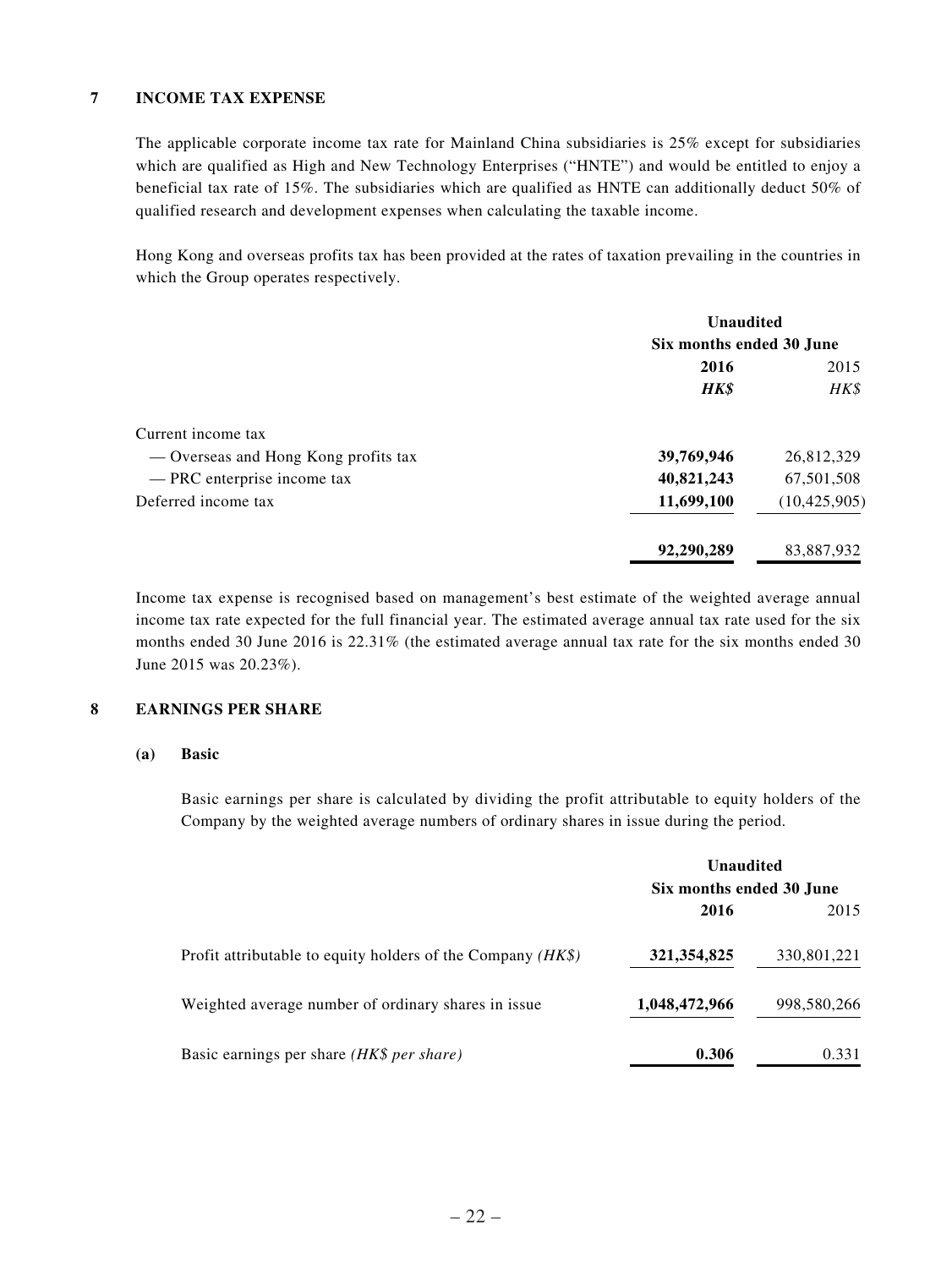## 7 INCOME TAX EXPENSE

The applicable corporate income tax rate for Mainland China subsidiaries is 25% except for subsidiaries which are qualified as High and New Technology Enterprises ("HNTE") and would be entitled to enjoy a beneficial tax rate of 15%. The subsidiaries which are qualified as HNTE can additionally deduct 50% of qualified research and development expenses when calculating the taxable income.

Hong Kong and overseas profits tax has been provided at the rates of taxation prevailing in the countries in which the Group operates respectively.

| | Unaudited | |
|---|---|---|
| | Six months ended 30 June | |
| | **2016** | 2015 |
| | ***HK$*** | *HK$* |
| Current income tax | | |
| — Overseas and Hong Kong profits tax | **39,769,946** | 26,812,329 |
| — PRC enterprise income tax | **40,821,243** | 67,501,508 |
| Deferred income tax | **11,699,100** | (10,425,905) |
| | **92,290,289** | 83,887,932 |

Income tax expense is recognised based on management's best estimate of the weighted average annual income tax rate expected for the full financial year. The estimated average annual tax rate used for the six months ended 30 June 2016 is 22.31% (the estimated average annual tax rate for the six months ended 30 June 2015 was 20.23%).

## 8 EARNINGS PER SHARE

### (a) Basic

Basic earnings per share is calculated by dividing the profit attributable to equity holders of the Company by the weighted average numbers of ordinary shares in issue during the period.

| | Unaudited | |
|---|---|---|
| | Six months ended 30 June | |
| | **2016** | 2015 |
| Profit attributable to equity holders of the Company *(HK$)* | **321,354,825** | 330,801,221 |
| Weighted average number of ordinary shares in issue | **1,048,472,966** | 998,580,266 |
| Basic earnings per share *(HK$ per share)* | **0.306** | 0.331 |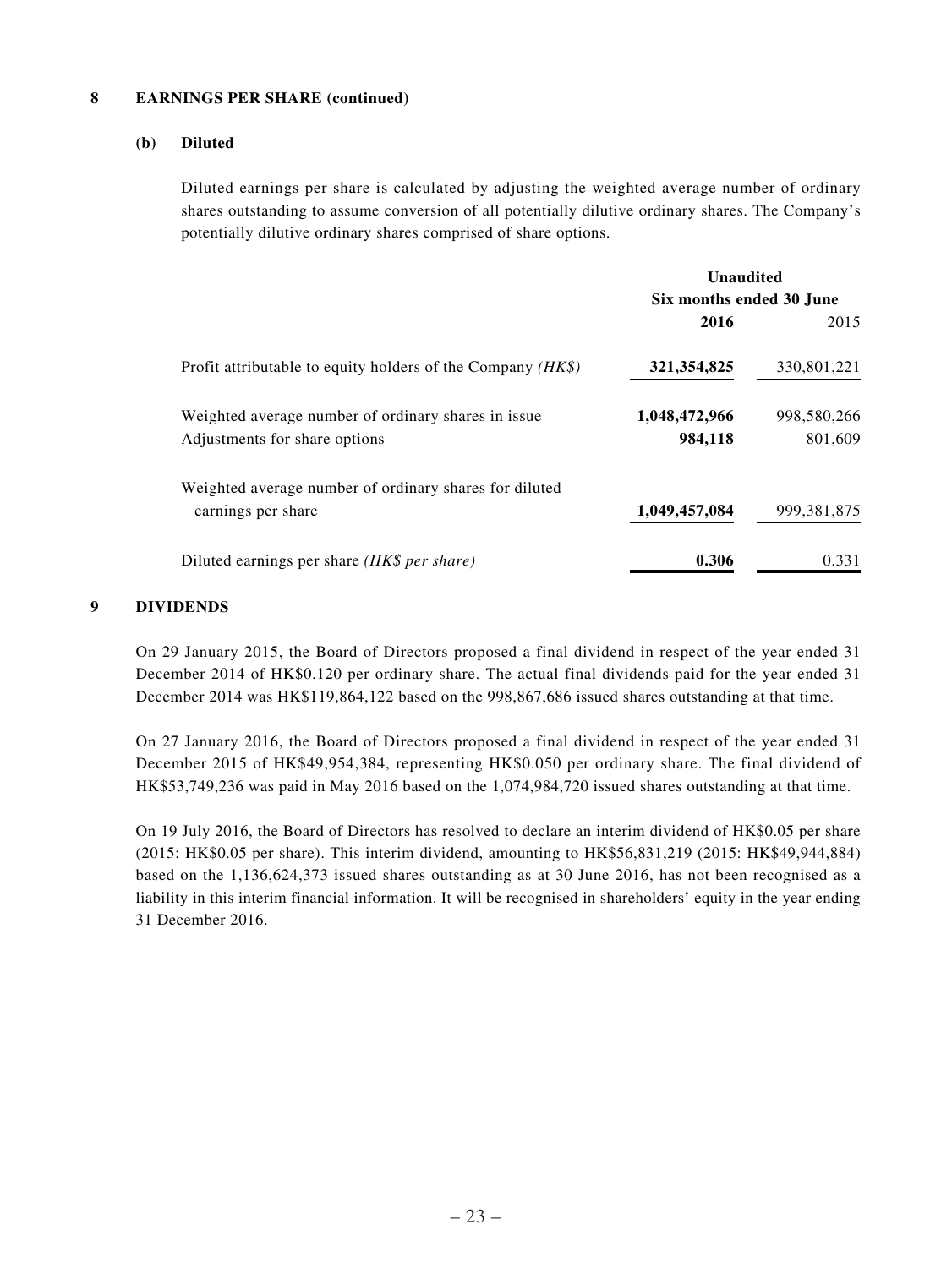## 8 EARNINGS PER SHARE (continued)

### (b) Diluted

Diluted earnings per share is calculated by adjusting the weighted average number of ordinary shares outstanding to assume conversion of all potentially dilutive ordinary shares. The Company's potentially dilutive ordinary shares comprised of share options.

| | Unaudited Six months ended 30 June | |
|---|---|---|
| | **2016** | 2015 |
| Profit attributable to equity holders of the Company *(HK$)* | **321,354,825** | 330,801,221 |
| Weighted average number of ordinary shares in issue | **1,048,472,966** | 998,580,266 |
| Adjustments for share options | **984,118** | 801,609 |
| Weighted average number of ordinary shares for diluted earnings per share | **1,049,457,084** | 999,381,875 |
| Diluted earnings per share *(HK$ per share)* | **0.306** | 0.331 |

## 9 DIVIDENDS

On 29 January 2015, the Board of Directors proposed a final dividend in respect of the year ended 31 December 2014 of HK$0.120 per ordinary share. The actual final dividends paid for the year ended 31 December 2014 was HK$119,864,122 based on the 998,867,686 issued shares outstanding at that time.

On 27 January 2016, the Board of Directors proposed a final dividend in respect of the year ended 31 December 2015 of HK$49,954,384, representing HK$0.050 per ordinary share. The final dividend of HK$53,749,236 was paid in May 2016 based on the 1,074,984,720 issued shares outstanding at that time.

On 19 July 2016, the Board of Directors has resolved to declare an interim dividend of HK$0.05 per share (2015: HK$0.05 per share). This interim dividend, amounting to HK$56,831,219 (2015: HK$49,944,884) based on the 1,136,624,373 issued shares outstanding as at 30 June 2016, has not been recognised as a liability in this interim financial information. It will be recognised in shareholders' equity in the year ending 31 December 2016.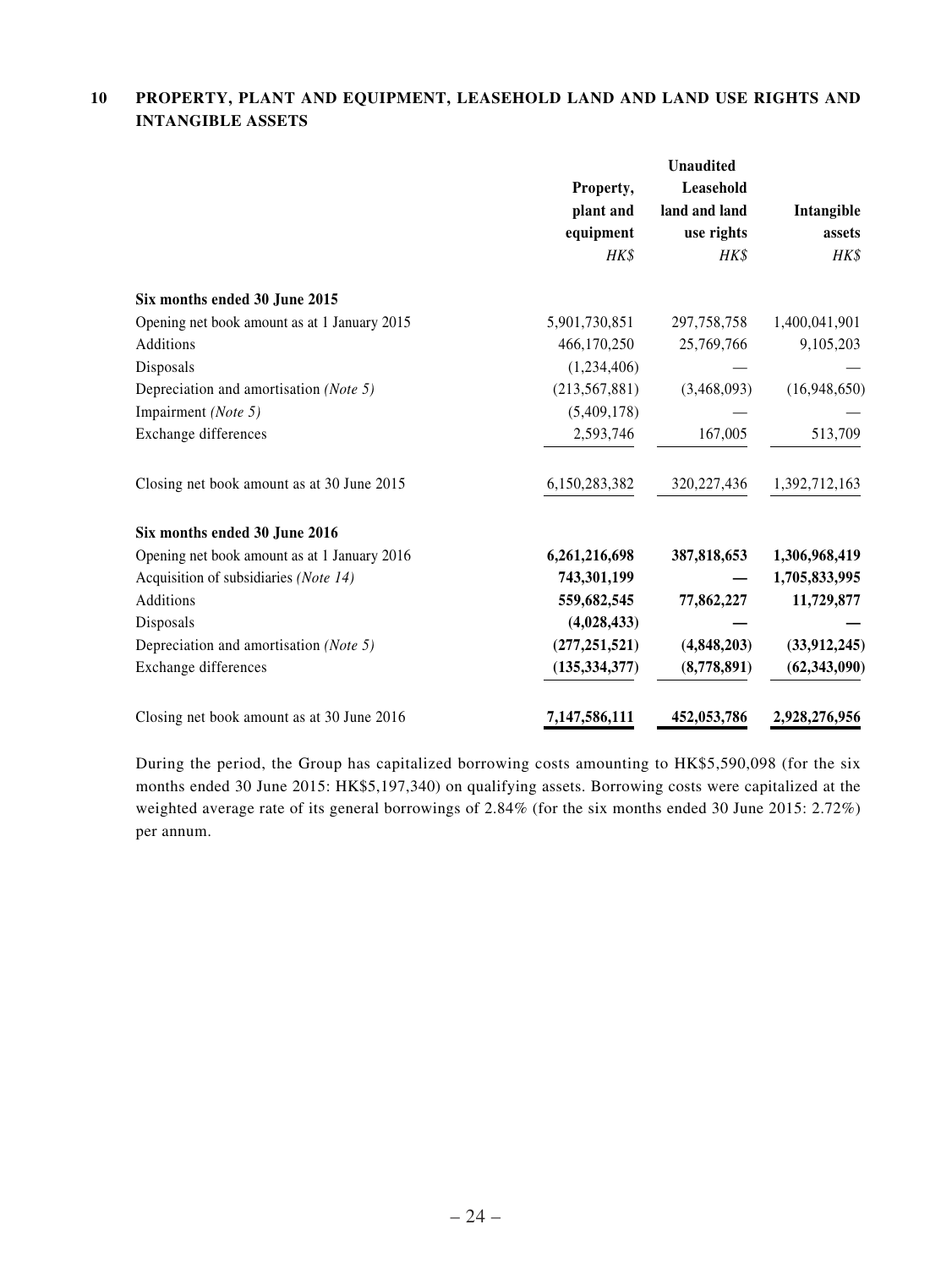## 10 PROPERTY, PLANT AND EQUIPMENT, LEASEHOLD LAND AND LAND USE RIGHTS AND INTANGIBLE ASSETS

| | Unaudited | | |
|---|---|---|---|
| | Property, plant and equipment | Leasehold land and land use rights | Intangible assets |
| | *HK$* | *HK$* | *HK$* |
| **Six months ended 30 June 2015** | | | |
| Opening net book amount as at 1 January 2015 | 5,901,730,851 | 297,758,758 | 1,400,041,901 |
| Additions | 466,170,250 | 25,769,766 | 9,105,203 |
| Disposals | (1,234,406) | — | — |
| Depreciation and amortisation *(Note 5)* | (213,567,881) | (3,468,093) | (16,948,650) |
| Impairment *(Note 5)* | (5,409,178) | — | — |
| Exchange differences | 2,593,746 | 167,005 | 513,709 |
| Closing net book amount as at 30 June 2015 | 6,150,283,382 | 320,227,436 | 1,392,712,163 |
| **Six months ended 30 June 2016** | | | |
| Opening net book amount as at 1 January 2016 | **6,261,216,698** | **387,818,653** | **1,306,968,419** |
| Acquisition of subsidiaries *(Note 14)* | **743,301,199** | **—** | **1,705,833,995** |
| Additions | **559,682,545** | **77,862,227** | **11,729,877** |
| Disposals | **(4,028,433)** | **—** | **—** |
| Depreciation and amortisation *(Note 5)* | **(277,251,521)** | **(4,848,203)** | **(33,912,245)** |
| Exchange differences | **(135,334,377)** | **(8,778,891)** | **(62,343,090)** |
| Closing net book amount as at 30 June 2016 | **7,147,586,111** | **452,053,786** | **2,928,276,956** |

During the period, the Group has capitalized borrowing costs amounting to HK$5,590,098 (for the six months ended 30 June 2015: HK$5,197,340) on qualifying assets. Borrowing costs were capitalized at the weighted average rate of its general borrowings of 2.84% (for the six months ended 30 June 2015: 2.72%) per annum.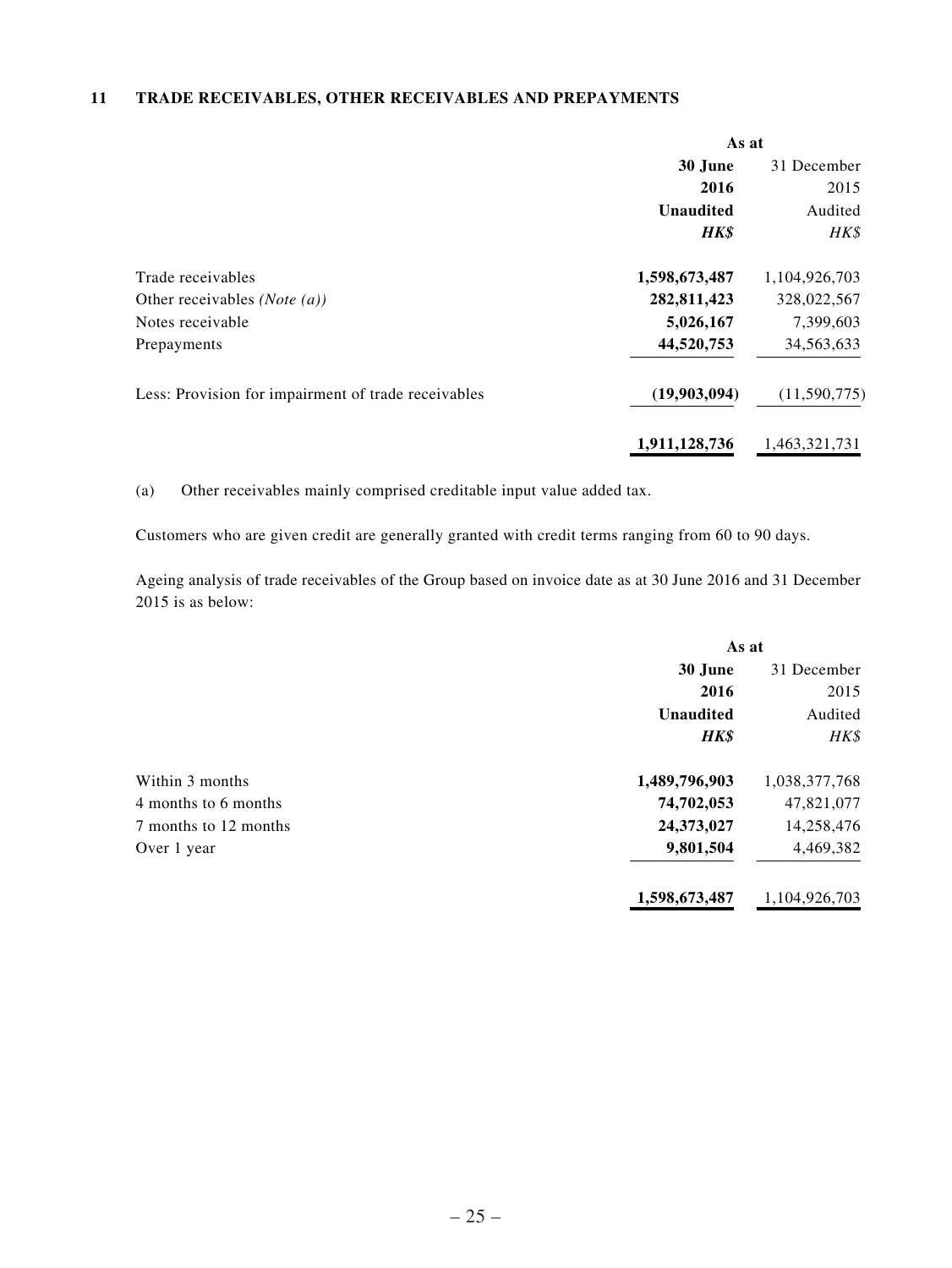## 11 TRADE RECEIVABLES, OTHER RECEIVABLES AND PREPAYMENTS

| | As at | |
|---|---|---|
| | **30 June 2016** | 31 December 2015 |
| | **Unaudited** | Audited |
| | ***HK$*** | *HK$* |
| Trade receivables | **1,598,673,487** | 1,104,926,703 |
| Other receivables *(Note (a))* | **282,811,423** | 328,022,567 |
| Notes receivable | **5,026,167** | 7,399,603 |
| Prepayments | **44,520,753** | 34,563,633 |
| Less: Provision for impairment of trade receivables | **(19,903,094)** | (11,590,775) |
| | **1,911,128,736** | 1,463,321,731 |

(a) Other receivables mainly comprised creditable input value added tax.

Customers who are given credit are generally granted with credit terms ranging from 60 to 90 days.

Ageing analysis of trade receivables of the Group based on invoice date as at 30 June 2016 and 31 December 2015 is as below:

| | As at | |
|---|---|---|
| | **30 June 2016** | 31 December 2015 |
| | **Unaudited** | Audited |
| | ***HK$*** | *HK$* |
| Within 3 months | **1,489,796,903** | 1,038,377,768 |
| 4 months to 6 months | **74,702,053** | 47,821,077 |
| 7 months to 12 months | **24,373,027** | 14,258,476 |
| Over 1 year | **9,801,504** | 4,469,382 |
| | **1,598,673,487** | 1,104,926,703 |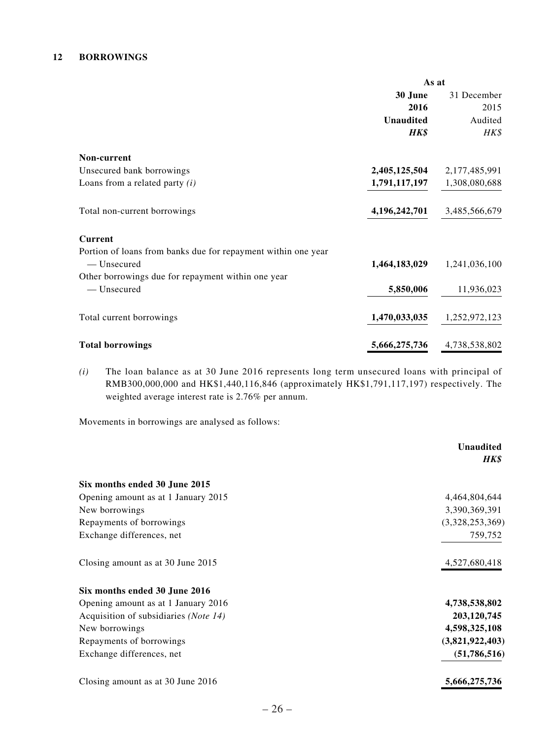## 12 BORROWINGS

| | As at | |
|---|---|---|
| | **30 June 2016** | 31 December 2015 |
| | **Unaudited** | Audited |
| | ***HK$*** | *HK$* |
| **Non-current** | | |
| Unsecured bank borrowings | **2,405,125,504** | 2,177,485,991 |
| Loans from a related party *(i)* | **1,791,117,197** | 1,308,080,688 |
| Total non-current borrowings | **4,196,242,701** | 3,485,566,679 |
| **Current** | | |
| Portion of loans from banks due for repayment within one year | | |
| — Unsecured | **1,464,183,029** | 1,241,036,100 |
| Other borrowings due for repayment within one year | | |
| — Unsecured | **5,850,006** | 11,936,023 |
| Total current borrowings | **1,470,033,035** | 1,252,972,123 |
| **Total borrowings** | **5,666,275,736** | 4,738,538,802 |

*(i)* The loan balance as at 30 June 2016 represents long term unsecured loans with principal of RMB300,000,000 and HK$1,440,116,846 (approximately HK$1,791,117,197) respectively. The weighted average interest rate is 2.76% per annum.

Movements in borrowings are analysed as follows:

| | **Unaudited** |
|---|---|
| | ***HK$*** |
| **Six months ended 30 June 2015** | |
| Opening amount as at 1 January 2015 | 4,464,804,644 |
| New borrowings | 3,390,369,391 |
| Repayments of borrowings | (3,328,253,369) |
| Exchange differences, net | 759,752 |
| Closing amount as at 30 June 2015 | 4,527,680,418 |
| **Six months ended 30 June 2016** | |
| Opening amount as at 1 January 2016 | **4,738,538,802** |
| Acquisition of subsidiaries *(Note 14)* | **203,120,745** |
| New borrowings | **4,598,325,108** |
| Repayments of borrowings | **(3,821,922,403)** |
| Exchange differences, net | **(51,786,516)** |
| Closing amount as at 30 June 2016 | **5,666,275,736** |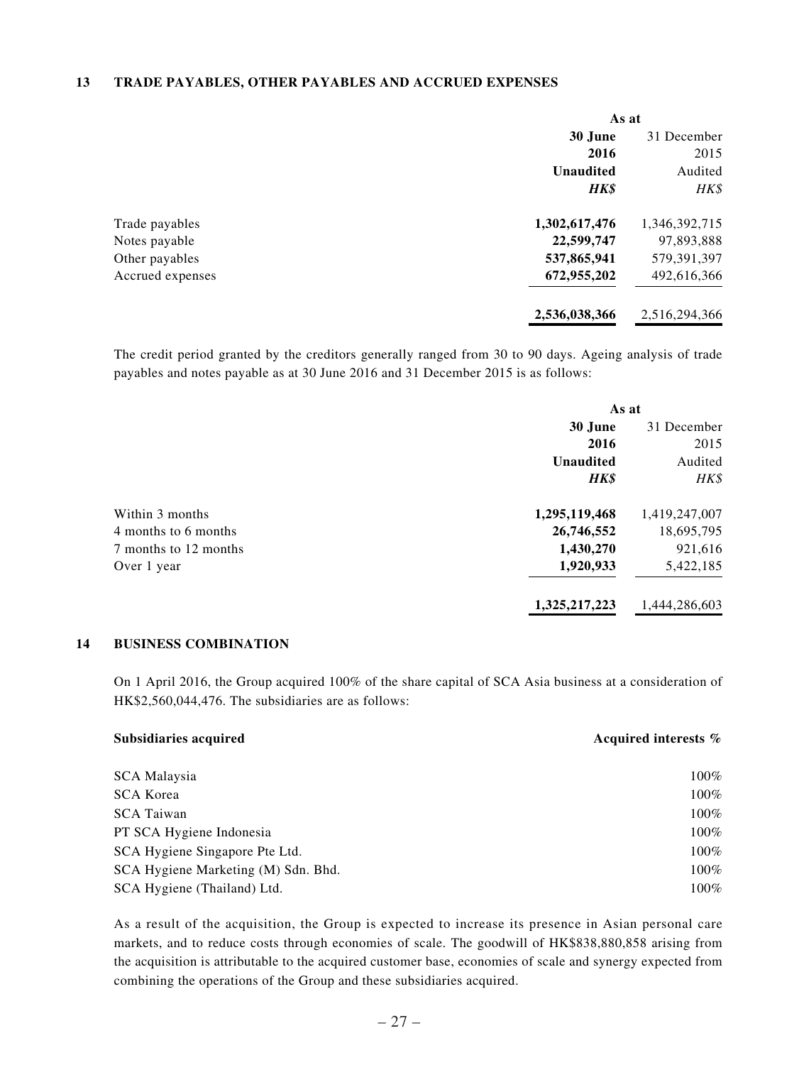## 13 TRADE PAYABLES, OTHER PAYABLES AND ACCRUED EXPENSES

| | As at | |
|---|---|---|
| | **30 June 2016** | 31 December 2015 |
| | **Unaudited** | Audited |
| | ***HK$*** | *HK$* |
| Trade payables | **1,302,617,476** | 1,346,392,715 |
| Notes payable | **22,599,747** | 97,893,888 |
| Other payables | **537,865,941** | 579,391,397 |
| Accrued expenses | **672,955,202** | 492,616,366 |
| | **2,536,038,366** | 2,516,294,366 |

The credit period granted by the creditors generally ranged from 30 to 90 days. Ageing analysis of trade payables and notes payable as at 30 June 2016 and 31 December 2015 is as follows:

| | As at | |
|---|---|---|
| | **30 June 2016** | 31 December 2015 |
| | **Unaudited** | Audited |
| | ***HK$*** | *HK$* |
| Within 3 months | **1,295,119,468** | 1,419,247,007 |
| 4 months to 6 months | **26,746,552** | 18,695,795 |
| 7 months to 12 months | **1,430,270** | 921,616 |
| Over 1 year | **1,920,933** | 5,422,185 |
| | **1,325,217,223** | 1,444,286,603 |

## 14 BUSINESS COMBINATION

On 1 April 2016, the Group acquired 100% of the share capital of SCA Asia business at a consideration of HK$2,560,044,476. The subsidiaries are as follows:

| **Subsidiaries acquired** | **Acquired interests %** |
|---|---|
| SCA Malaysia | 100% |
| SCA Korea | 100% |
| SCA Taiwan | 100% |
| PT SCA Hygiene Indonesia | 100% |
| SCA Hygiene Singapore Pte Ltd. | 100% |
| SCA Hygiene Marketing (M) Sdn. Bhd. | 100% |
| SCA Hygiene (Thailand) Ltd. | 100% |

As a result of the acquisition, the Group is expected to increase its presence in Asian personal care markets, and to reduce costs through economies of scale. The goodwill of HK$838,880,858 arising from the acquisition is attributable to the acquired customer base, economies of scale and synergy expected from combining the operations of the Group and these subsidiaries acquired.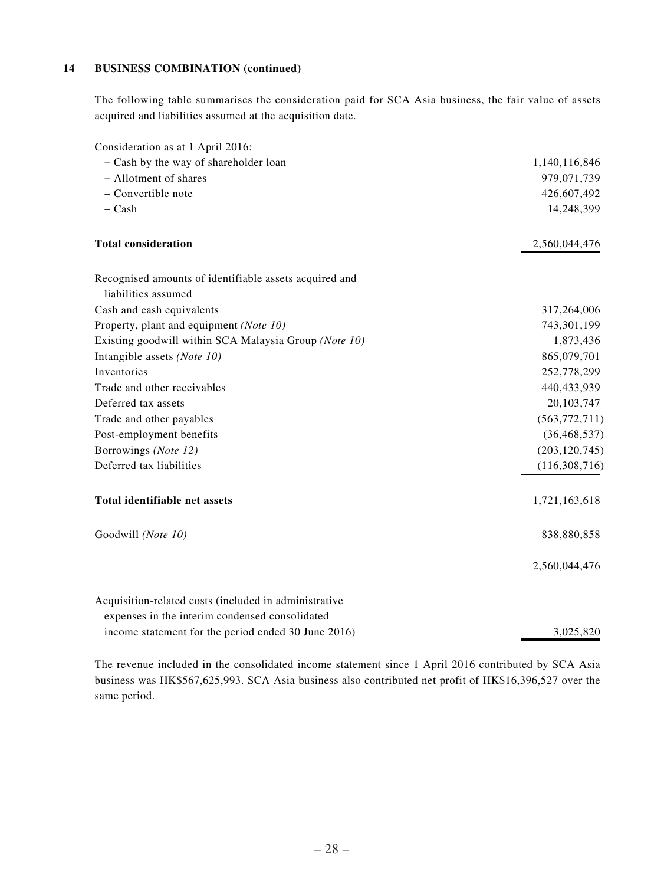## 14 BUSINESS COMBINATION (continued)

The following table summarises the consideration paid for SCA Asia business, the fair value of assets acquired and liabilities assumed at the acquisition date.

| | |
|---|---:|
| Consideration as at 1 April 2016: | |
| – Cash by the way of shareholder loan | 1,140,116,846 |
| – Allotment of shares | 979,071,739 |
| – Convertible note | 426,607,492 |
| – Cash | 14,248,399 |
| **Total consideration** | 2,560,044,476 |
| Recognised amounts of identifiable assets acquired and liabilities assumed | |
| Cash and cash equivalents | 317,264,006 |
| Property, plant and equipment *(Note 10)* | 743,301,199 |
| Existing goodwill within SCA Malaysia Group *(Note 10)* | 1,873,436 |
| Intangible assets *(Note 10)* | 865,079,701 |
| Inventories | 252,778,299 |
| Trade and other receivables | 440,433,939 |
| Deferred tax assets | 20,103,747 |
| Trade and other payables | (563,772,711) |
| Post-employment benefits | (36,468,537) |
| Borrowings *(Note 12)* | (203,120,745) |
| Deferred tax liabilities | (116,308,716) |
| **Total identifiable net assets** | 1,721,163,618 |
| Goodwill *(Note 10)* | 838,880,858 |
| | 2,560,044,476 |
| Acquisition-related costs (included in administrative expenses in the interim condensed consolidated income statement for the period ended 30 June 2016) | 3,025,820 |

The revenue included in the consolidated income statement since 1 April 2016 contributed by SCA Asia business was HK$567,625,993. SCA Asia business also contributed net profit of HK$16,396,527 over the same period.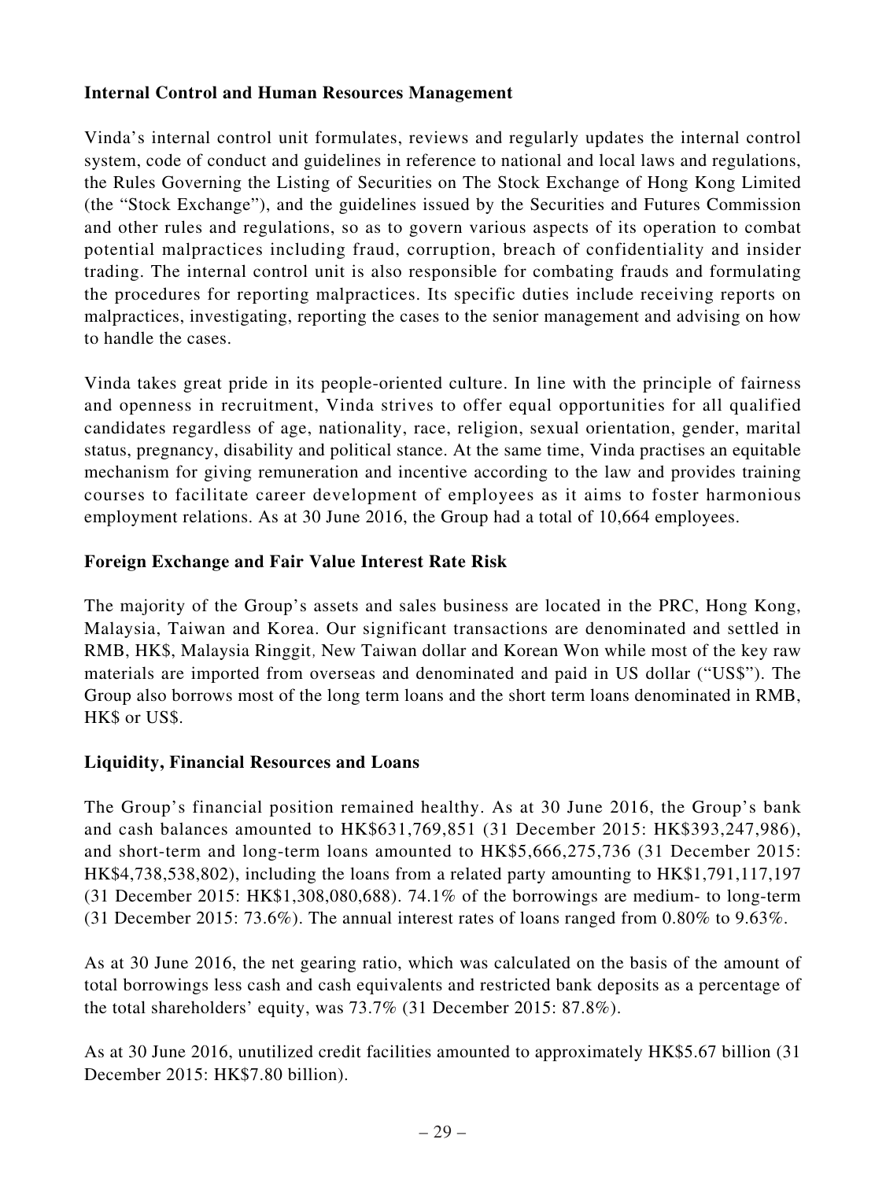**Internal Control and Human Resources Management**

Vinda's internal control unit formulates, reviews and regularly updates the internal control system, code of conduct and guidelines in reference to national and local laws and regulations, the Rules Governing the Listing of Securities on The Stock Exchange of Hong Kong Limited (the "Stock Exchange"), and the guidelines issued by the Securities and Futures Commission and other rules and regulations, so as to govern various aspects of its operation to combat potential malpractices including fraud, corruption, breach of confidentiality and insider trading. The internal control unit is also responsible for combating frauds and formulating the procedures for reporting malpractices. Its specific duties include receiving reports on malpractices, investigating, reporting the cases to the senior management and advising on how to handle the cases.

Vinda takes great pride in its people-oriented culture. In line with the principle of fairness and openness in recruitment, Vinda strives to offer equal opportunities for all qualified candidates regardless of age, nationality, race, religion, sexual orientation, gender, marital status, pregnancy, disability and political stance. At the same time, Vinda practises an equitable mechanism for giving remuneration and incentive according to the law and provides training courses to facilitate career development of employees as it aims to foster harmonious employment relations. As at 30 June 2016, the Group had a total of 10,664 employees.

**Foreign Exchange and Fair Value Interest Rate Risk**

The majority of the Group's assets and sales business are located in the PRC, Hong Kong, Malaysia, Taiwan and Korea. Our significant transactions are denominated and settled in RMB, HK$, Malaysia Ringgit, New Taiwan dollar and Korean Won while most of the key raw materials are imported from overseas and denominated and paid in US dollar ("US$"). The Group also borrows most of the long term loans and the short term loans denominated in RMB, HK$ or US$.

**Liquidity, Financial Resources and Loans**

The Group's financial position remained healthy. As at 30 June 2016, the Group's bank and cash balances amounted to HK$631,769,851 (31 December 2015: HK$393,247,986), and short-term and long-term loans amounted to HK$5,666,275,736 (31 December 2015: HK$4,738,538,802), including the loans from a related party amounting to HK$1,791,117,197 (31 December 2015: HK$1,308,080,688). 74.1% of the borrowings are medium- to long-term (31 December 2015: 73.6%). The annual interest rates of loans ranged from 0.80% to 9.63%.

As at 30 June 2016, the net gearing ratio, which was calculated on the basis of the amount of total borrowings less cash and cash equivalents and restricted bank deposits as a percentage of the total shareholders' equity, was 73.7% (31 December 2015: 87.8%).

As at 30 June 2016, unutilized credit facilities amounted to approximately HK$5.67 billion (31 December 2015: HK$7.80 billion).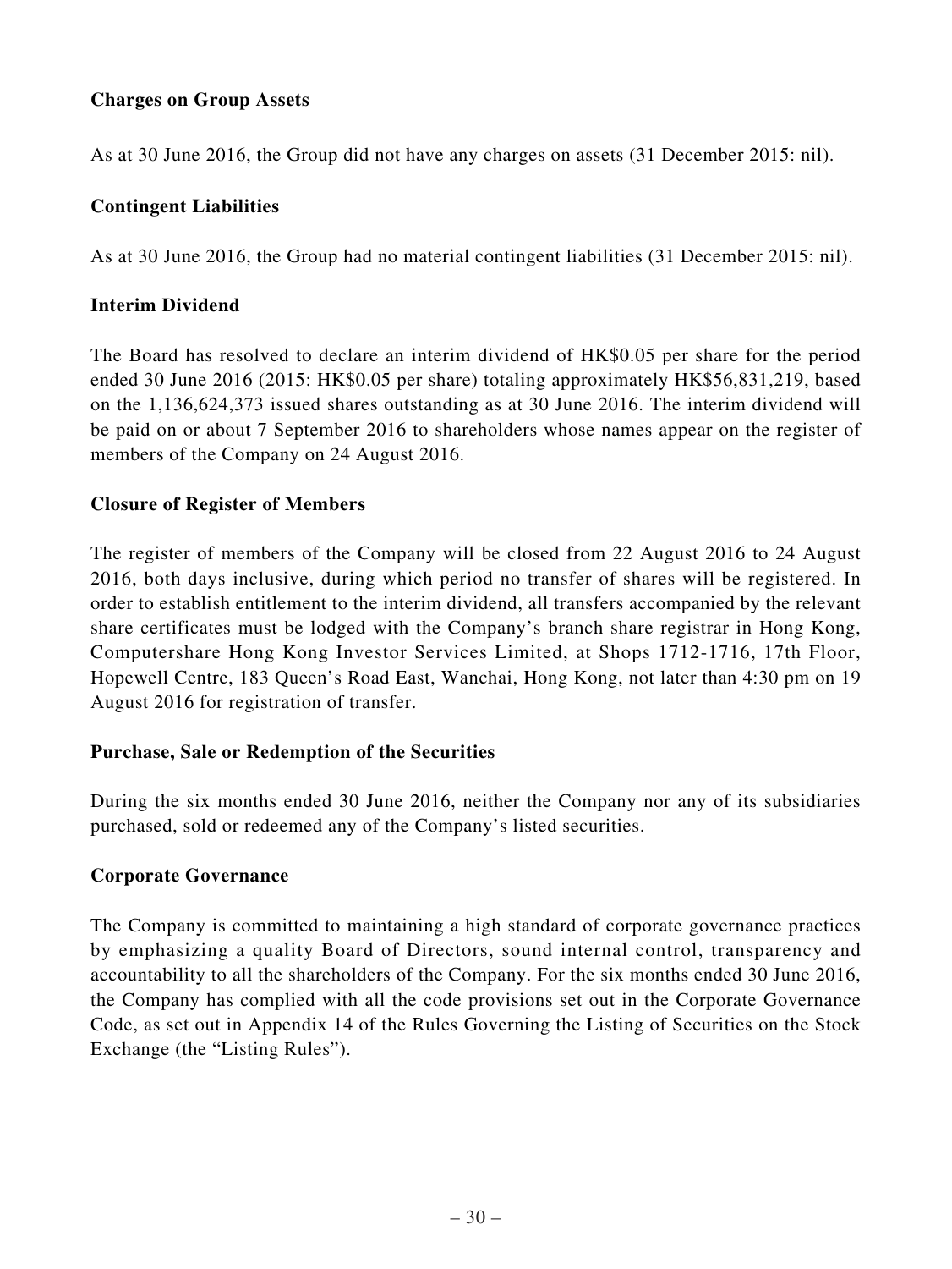**Charges on Group Assets**

As at 30 June 2016, the Group did not have any charges on assets (31 December 2015: nil).

**Contingent Liabilities**

As at 30 June 2016, the Group had no material contingent liabilities (31 December 2015: nil).

**Interim Dividend**

The Board has resolved to declare an interim dividend of HK$0.05 per share for the period ended 30 June 2016 (2015: HK$0.05 per share) totaling approximately HK$56,831,219, based on the 1,136,624,373 issued shares outstanding as at 30 June 2016. The interim dividend will be paid on or about 7 September 2016 to shareholders whose names appear on the register of members of the Company on 24 August 2016.

**Closure of Register of Members**

The register of members of the Company will be closed from 22 August 2016 to 24 August 2016, both days inclusive, during which period no transfer of shares will be registered. In order to establish entitlement to the interim dividend, all transfers accompanied by the relevant share certificates must be lodged with the Company's branch share registrar in Hong Kong, Computershare Hong Kong Investor Services Limited, at Shops 1712-1716, 17th Floor, Hopewell Centre, 183 Queen's Road East, Wanchai, Hong Kong, not later than 4:30 pm on 19 August 2016 for registration of transfer.

**Purchase, Sale or Redemption of the Securities**

During the six months ended 30 June 2016, neither the Company nor any of its subsidiaries purchased, sold or redeemed any of the Company's listed securities.

**Corporate Governance**

The Company is committed to maintaining a high standard of corporate governance practices by emphasizing a quality Board of Directors, sound internal control, transparency and accountability to all the shareholders of the Company. For the six months ended 30 June 2016, the Company has complied with all the code provisions set out in the Corporate Governance Code, as set out in Appendix 14 of the Rules Governing the Listing of Securities on the Stock Exchange (the "Listing Rules").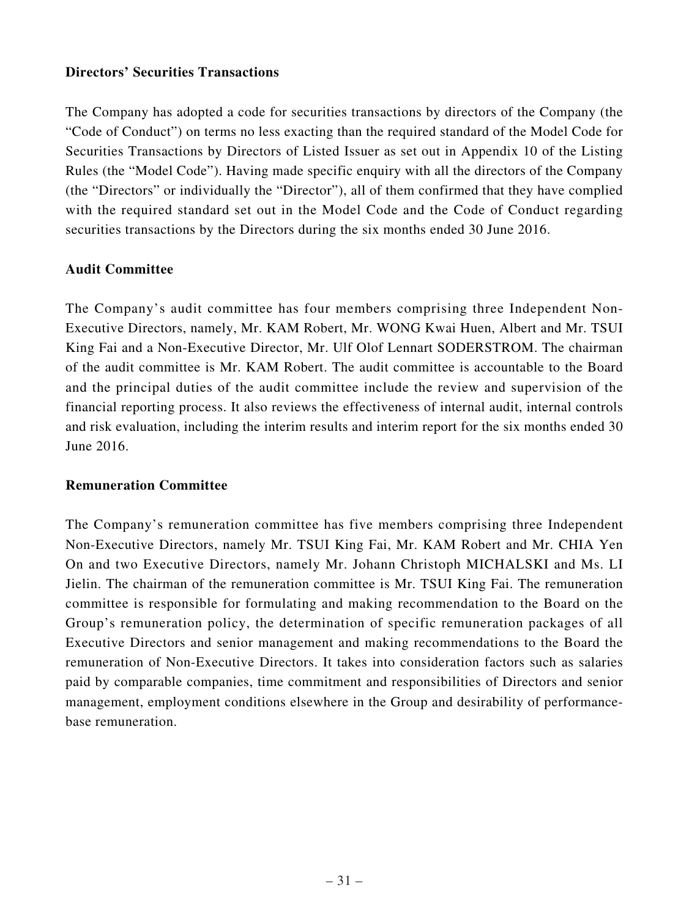**Directors' Securities Transactions**

The Company has adopted a code for securities transactions by directors of the Company (the "Code of Conduct") on terms no less exacting than the required standard of the Model Code for Securities Transactions by Directors of Listed Issuer as set out in Appendix 10 of the Listing Rules (the "Model Code"). Having made specific enquiry with all the directors of the Company (the "Directors" or individually the "Director"), all of them confirmed that they have complied with the required standard set out in the Model Code and the Code of Conduct regarding securities transactions by the Directors during the six months ended 30 June 2016.

**Audit Committee**

The Company's audit committee has four members comprising three Independent Non-Executive Directors, namely, Mr. KAM Robert, Mr. WONG Kwai Huen, Albert and Mr. TSUI King Fai and a Non-Executive Director, Mr. Ulf Olof Lennart SODERSTROM. The chairman of the audit committee is Mr. KAM Robert. The audit committee is accountable to the Board and the principal duties of the audit committee include the review and supervision of the financial reporting process. It also reviews the effectiveness of internal audit, internal controls and risk evaluation, including the interim results and interim report for the six months ended 30 June 2016.

**Remuneration Committee**

The Company's remuneration committee has five members comprising three Independent Non-Executive Directors, namely Mr. TSUI King Fai, Mr. KAM Robert and Mr. CHIA Yen On and two Executive Directors, namely Mr. Johann Christoph MICHALSKI and Ms. LI Jielin. The chairman of the remuneration committee is Mr. TSUI King Fai. The remuneration committee is responsible for formulating and making recommendation to the Board on the Group's remuneration policy, the determination of specific remuneration packages of all Executive Directors and senior management and making recommendations to the Board the remuneration of Non-Executive Directors. It takes into consideration factors such as salaries paid by comparable companies, time commitment and responsibilities of Directors and senior management, employment conditions elsewhere in the Group and desirability of performance-base remuneration.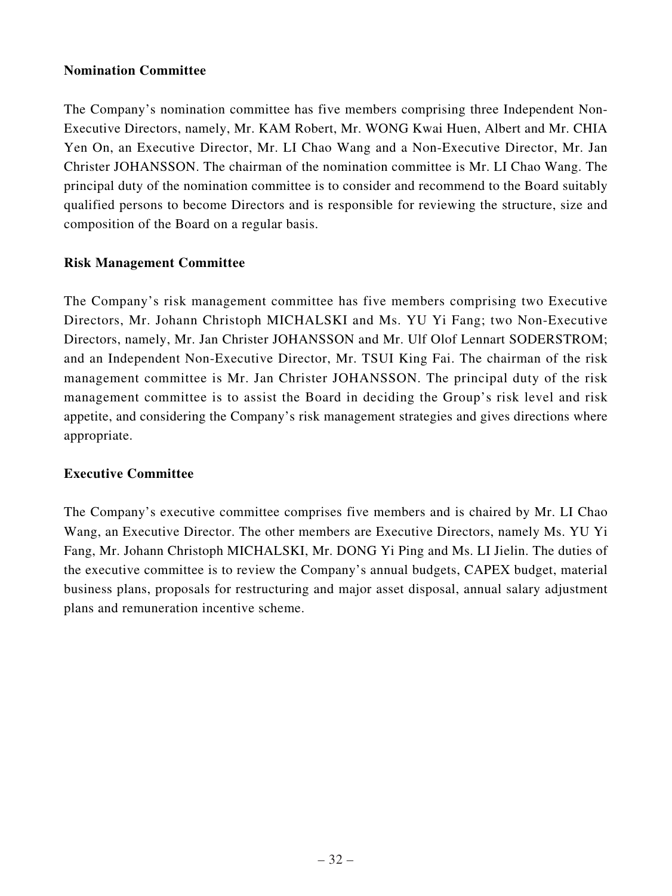**Nomination Committee**

The Company's nomination committee has five members comprising three Independent Non-Executive Directors, namely, Mr. KAM Robert, Mr. WONG Kwai Huen, Albert and Mr. CHIA Yen On, an Executive Director, Mr. LI Chao Wang and a Non-Executive Director, Mr. Jan Christer JOHANSSON. The chairman of the nomination committee is Mr. LI Chao Wang. The principal duty of the nomination committee is to consider and recommend to the Board suitably qualified persons to become Directors and is responsible for reviewing the structure, size and composition of the Board on a regular basis.

**Risk Management Committee**

The Company's risk management committee has five members comprising two Executive Directors, Mr. Johann Christoph MICHALSKI and Ms. YU Yi Fang; two Non-Executive Directors, namely, Mr. Jan Christer JOHANSSON and Mr. Ulf Olof Lennart SODERSTROM; and an Independent Non-Executive Director, Mr. TSUI King Fai. The chairman of the risk management committee is Mr. Jan Christer JOHANSSON. The principal duty of the risk management committee is to assist the Board in deciding the Group's risk level and risk appetite, and considering the Company's risk management strategies and gives directions where appropriate.

**Executive Committee**

The Company's executive committee comprises five members and is chaired by Mr. LI Chao Wang, an Executive Director. The other members are Executive Directors, namely Ms. YU Yi Fang, Mr. Johann Christoph MICHALSKI, Mr. DONG Yi Ping and Ms. LI Jielin. The duties of the executive committee is to review the Company's annual budgets, CAPEX budget, material business plans, proposals for restructuring and major asset disposal, annual salary adjustment plans and remuneration incentive scheme.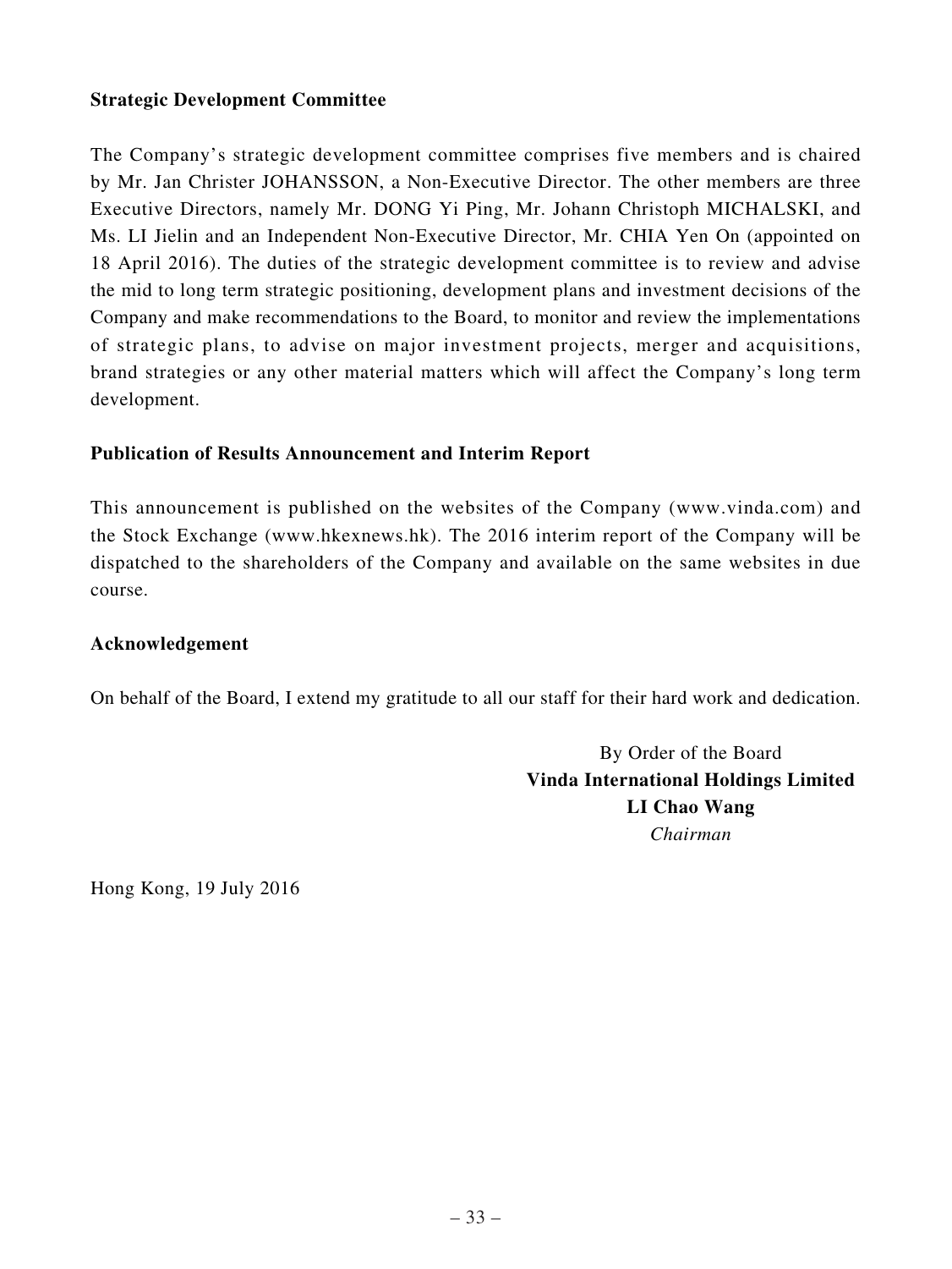**Strategic Development Committee**

The Company's strategic development committee comprises five members and is chaired by Mr. Jan Christer JOHANSSON, a Non-Executive Director. The other members are three Executive Directors, namely Mr. DONG Yi Ping, Mr. Johann Christoph MICHALSKI, and Ms. LI Jielin and an Independent Non-Executive Director, Mr. CHIA Yen On (appointed on 18 April 2016). The duties of the strategic development committee is to review and advise the mid to long term strategic positioning, development plans and investment decisions of the Company and make recommendations to the Board, to monitor and review the implementations of strategic plans, to advise on major investment projects, merger and acquisitions, brand strategies or any other material matters which will affect the Company's long term development.

**Publication of Results Announcement and Interim Report**

This announcement is published on the websites of the Company (www.vinda.com) and the Stock Exchange (www.hkexnews.hk). The 2016 interim report of the Company will be dispatched to the shareholders of the Company and available on the same websites in due course.

**Acknowledgement**

On behalf of the Board, I extend my gratitude to all our staff for their hard work and dedication.

By Order of the Board
**Vinda International Holdings Limited**
**LI Chao Wang**
*Chairman*

Hong Kong, 19 July 2016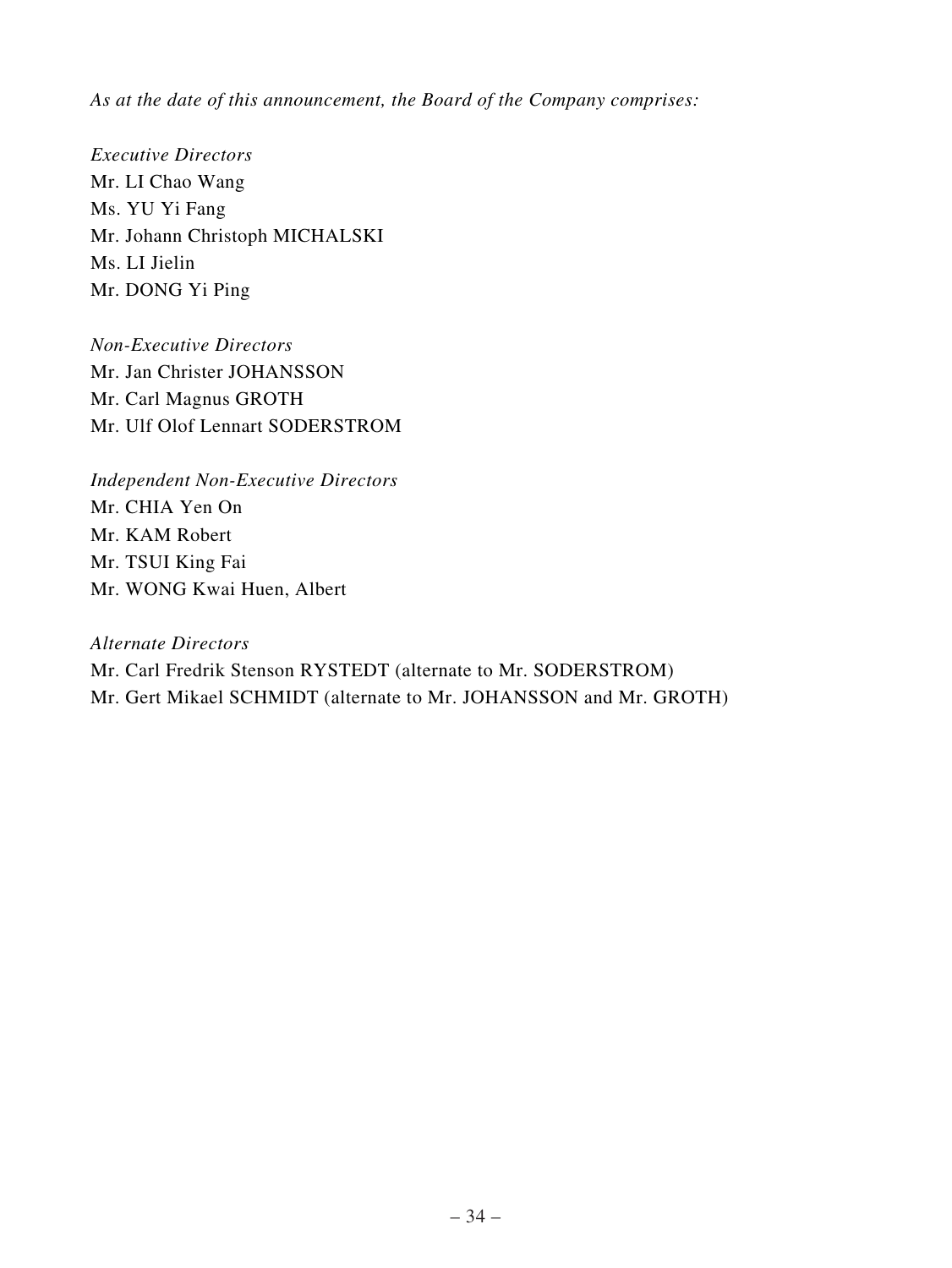*As at the date of this announcement, the Board of the Company comprises:*

*Executive Directors*
Mr. LI Chao Wang
Ms. YU Yi Fang
Mr. Johann Christoph MICHALSKI
Ms. LI Jielin
Mr. DONG Yi Ping

*Non-Executive Directors*
Mr. Jan Christer JOHANSSON
Mr. Carl Magnus GROTH
Mr. Ulf Olof Lennart SODERSTROM

*Independent Non-Executive Directors*
Mr. CHIA Yen On
Mr. KAM Robert
Mr. TSUI King Fai
Mr. WONG Kwai Huen, Albert

*Alternate Directors*
Mr. Carl Fredrik Stenson RYSTEDT (alternate to Mr. SODERSTROM)
Mr. Gert Mikael SCHMIDT (alternate to Mr. JOHANSSON and Mr. GROTH)